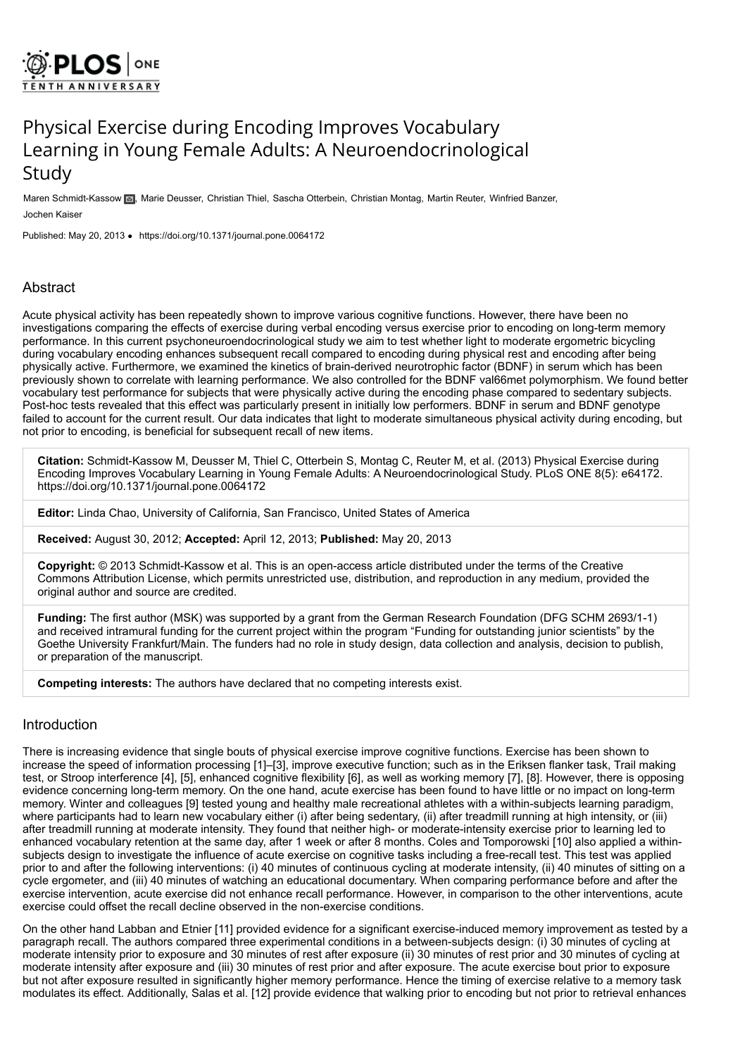# Physical Exercise during Encoding Improves Vocabulary Learning in Young Female Adults: A Neuroendocrinological Study

Maren Schmidt-Kassow, Marie Deusser, Christian Thiel, Sascha Otterbein, Christian Montag, Martin Reuter, Winfried Banzer, Jochen Kaiser

Published: May 20, 2013 • https://doi.org/10.1371/journal.pone.0064172

## Abstract

Acute physical activity has been repeatedly shown to improve various cognitive functions. However, there have been no investigations comparing the effects of exercise during verbal encoding versus exercise prior to encoding on long-term memory performance. In this current psychoneuroendocrinological study we aim to test whether light to moderate ergometric bicycling during vocabulary encoding enhances subsequent recall compared to encoding during physical rest and encoding after being physically active. Furthermore, we examined the kinetics of brain-derived neurotrophic factor (BDNF) in serum which has been previously shown to correlate with learning performance. We also controlled for the BDNF val66met polymorphism. We found better vocabulary test performance for subjects that were physically active during the encoding phase compared to sedentary subjects. Post-hoc tests revealed that this effect was particularly present in initially low performers. BDNF in serum and BDNF genotype failed to account for the current result. Our data indicates that light to moderate simultaneous physical activity during encoding, but not prior to encoding, is beneficial for subsequent recall of new items.

**Citation:** Schmidt-Kassow M, Deusser M, Thiel C, Otterbein S, Montag C, Reuter M, et al. (2013) Physical Exercise during Encoding Improves Vocabulary Learning in Young Female Adults: A Neuroendocrinological Study. PLoS ONE 8(5): e64172. https://doi.org/10.1371/journal.pone.0064172

**Editor:** Linda Chao, University of California, San Francisco, United States of America

**Received:** August 30, 2012; **Accepted:** April 12, 2013; **Published:** May 20, 2013

**Copyright:** © 2013 Schmidt-Kassow et al. This is an open-access article distributed under the terms of the Creative Commons Attribution License, which permits unrestricted use, distribution, and reproduction in any medium, provided the original author and source are credited.

**Funding:** The first author (MSK) was supported by a grant from the German Research Foundation (DFG SCHM 2693/1-1) and received intramural funding for the current project within the program "Funding for outstanding junior scientists" by the Goethe University Frankfurt/Main. The funders had no role in study design, data collection and analysis, decision to publish, or preparation of the manuscript.

**Competing interests:** The authors have declared that no competing interests exist.

## Introduction

There is increasing evidence that single bouts of physical exercise improve cognitive functions. Exercise has been shown to increase the speed of information processing [1]–[3], improve executive function; such as in the Eriksen flanker task, Trail making test, or Stroop interference [4], [5], enhanced cognitive flexibility [6], as well as working memory [7], [8]. However, there is opposing evidence concerning long-term memory. On the one hand, acute exercise has been found to have little or no impact on long-term memory. Winter and colleagues [9] tested young and healthy male recreational athletes with a within-subjects learning paradigm, where participants had to learn new vocabulary either (i) after being sedentary, (ii) after treadmill running at high intensity, or (iii) after treadmill running at moderate intensity. They found that neither high- or moderate-intensity exercise prior to learning led to enhanced vocabulary retention at the same day, after 1 week or after 8 months. Coles and Tomporowski [10] also applied a within-subjects design to investigate the influence of acute exercise on cognitive tasks including a free-recall test. This test was applied prior to and after the following interventions: (i) 40 minutes of continuous cycling at moderate intensity, (ii) 40 minutes of sitting on a cycle ergometer, and (iii) 40 minutes of watching an educational documentary. When comparing performance before and after the exercise intervention, acute exercise did not enhance recall performance. However, in comparison to the other interventions, acute exercise could offset the recall decline observed in the non-exercise conditions.

On the other hand Labban and Etnier [11] provided evidence for a significant exercise-induced memory improvement as tested by a paragraph recall. The authors compared three experimental conditions in a between-subjects design: (i) 30 minutes of cycling at moderate intensity prior to exposure and 30 minutes of rest after exposure (ii) 30 minutes of rest prior and 30 minutes of cycling at moderate intensity after exposure and (iii) 30 minutes of rest prior and after exposure. The acute exercise bout prior to exposure but not after exposure resulted in significantly higher memory performance. Hence the timing of exercise relative to a memory task modulates its effect. Additionally, Salas et al. [12] provide evidence that walking prior to encoding but not prior to retrieval enhances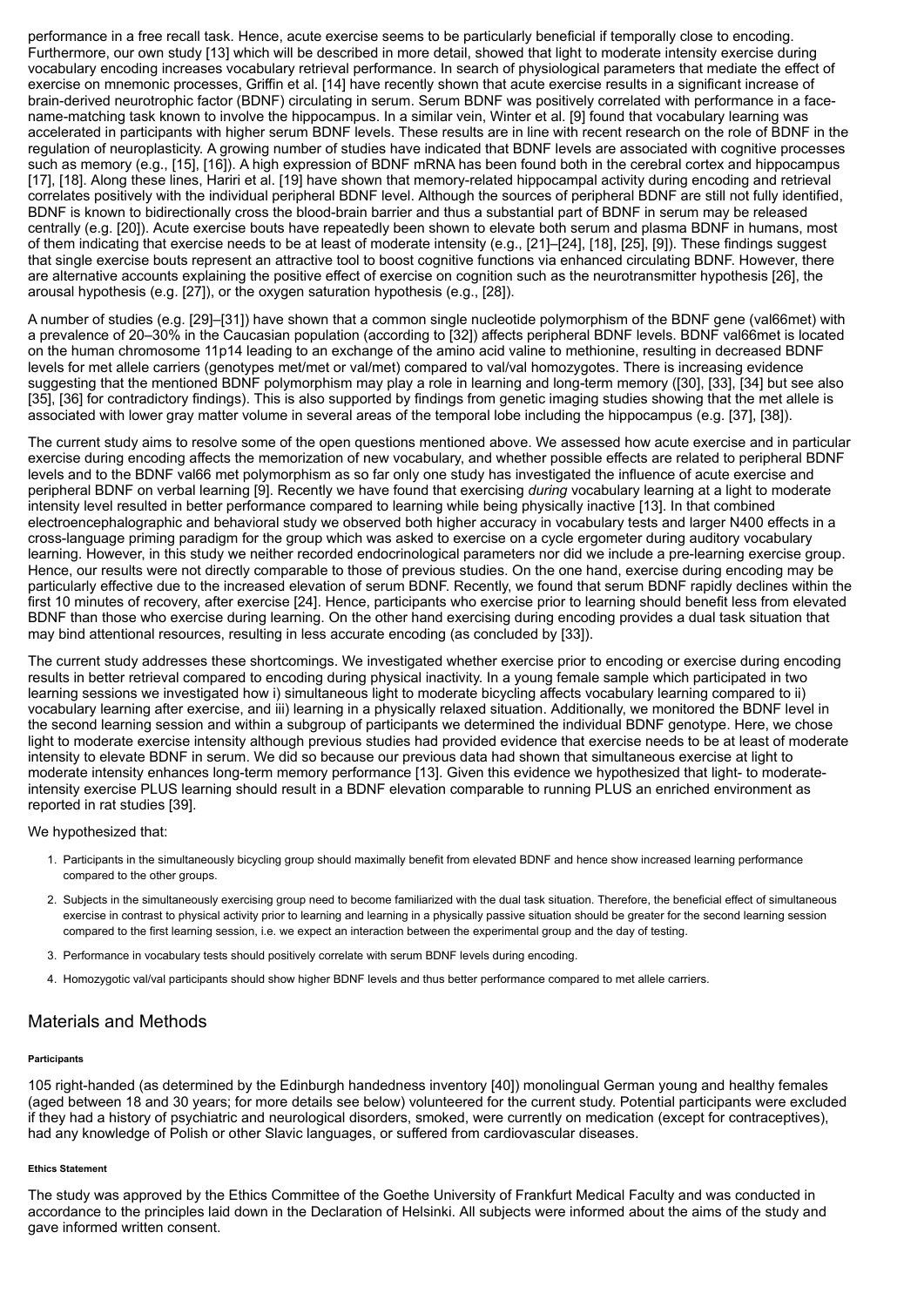performance in a free recall task. Hence, acute exercise seems to be particularly beneficial if temporally close to encoding. Furthermore, our own study [13] which will be described in more detail, showed that light to moderate intensity exercise during vocabulary encoding increases vocabulary retrieval performance. In search of physiological parameters that mediate the effect of exercise on mnemonic processes, Griffin et al. [14] have recently shown that acute exercise results in a significant increase of brain-derived neurotrophic factor (BDNF) circulating in serum. Serum BDNF was positively correlated with performance in a face-name-matching task known to involve the hippocampus. In a similar vein, Winter et al. [9] found that vocabulary learning was accelerated in participants with higher serum BDNF levels. These results are in line with recent research on the role of BDNF in the regulation of neuroplasticity. A growing number of studies have indicated that BDNF levels are associated with cognitive processes such as memory (e.g., [15], [16]). A high expression of BDNF mRNA has been found both in the cerebral cortex and hippocampus [17], [18]. Along these lines, Hariri et al. [19] have shown that memory-related hippocampal activity during encoding and retrieval correlates positively with the individual peripheral BDNF level. Although the sources of peripheral BDNF are still not fully identified, BDNF is known to bidirectionally cross the blood-brain barrier and thus a substantial part of BDNF in serum may be released centrally (e.g. [20]). Acute exercise bouts have repeatedly been shown to elevate both serum and plasma BDNF in humans, most of them indicating that exercise needs to be at least of moderate intensity (e.g., [21]–[24], [18], [25], [9]). These findings suggest that single exercise bouts represent an attractive tool to boost cognitive functions via enhanced circulating BDNF. However, there are alternative accounts explaining the positive effect of exercise on cognition such as the neurotransmitter hypothesis [26], the arousal hypothesis (e.g. [27]), or the oxygen saturation hypothesis (e.g., [28]).

A number of studies (e.g. [29]–[31]) have shown that a common single nucleotide polymorphism of the BDNF gene (val66met) with a prevalence of 20–30% in the Caucasian population (according to [32]) affects peripheral BDNF levels. BDNF val66met is located on the human chromosome 11p14 leading to an exchange of the amino acid valine to methionine, resulting in decreased BDNF levels for met allele carriers (genotypes met/met or val/met) compared to val/val homozygotes. There is increasing evidence suggesting that the mentioned BDNF polymorphism may play a role in learning and long-term memory ([30], [33], [34] but see also [35], [36] for contradictory findings). This is also supported by findings from genetic imaging studies showing that the met allele is associated with lower gray matter volume in several areas of the temporal lobe including the hippocampus (e.g. [37], [38]).

The current study aims to resolve some of the open questions mentioned above. We assessed how acute exercise and in particular exercise during encoding affects the memorization of new vocabulary, and whether possible effects are related to peripheral BDNF levels and to the BDNF val66 met polymorphism as so far only one study has investigated the influence of acute exercise and peripheral BDNF on verbal learning [9]. Recently we have found that exercising *during* vocabulary learning at a light to moderate intensity level resulted in better performance compared to learning while being physically inactive [13]. In that combined electroencephalographic and behavioral study we observed both higher accuracy in vocabulary tests and larger N400 effects in a cross-language priming paradigm for the group which was asked to exercise on a cycle ergometer during auditory vocabulary learning. However, in this study we neither recorded endocrinological parameters nor did we include a pre-learning exercise group. Hence, our results were not directly comparable to those of previous studies. On the one hand, exercise during encoding may be particularly effective due to the increased elevation of serum BDNF. Recently, we found that serum BDNF rapidly declines within the first 10 minutes of recovery, after exercise [24]. Hence, participants who exercise prior to learning should benefit less from elevated BDNF than those who exercise during learning. On the other hand exercising during encoding provides a dual task situation that may bind attentional resources, resulting in less accurate encoding (as concluded by [33]).

The current study addresses these shortcomings. We investigated whether exercise prior to encoding or exercise during encoding results in better retrieval compared to encoding during physical inactivity. In a young female sample which participated in two learning sessions we investigated how i) simultaneous light to moderate bicycling affects vocabulary learning compared to ii) vocabulary learning after exercise, and iii) learning in a physically relaxed situation. Additionally, we monitored the BDNF level in the second learning session and within a subgroup of participants we determined the individual BDNF genotype. Here, we chose light to moderate exercise intensity although previous studies had provided evidence that exercise needs to be at least of moderate intensity to elevate BDNF in serum. We did so because our previous data had shown that simultaneous exercise at light to moderate intensity enhances long-term memory performance [13]. Given this evidence we hypothesized that light- to moderate-intensity exercise PLUS learning should result in a BDNF elevation comparable to running PLUS an enriched environment as reported in rat studies [39].

We hypothesized that:

1. Participants in the simultaneously bicycling group should maximally benefit from elevated BDNF and hence show increased learning performance compared to the other groups.
2. Subjects in the simultaneously exercising group need to become familiarized with the dual task situation. Therefore, the beneficial effect of simultaneous exercise in contrast to physical activity prior to learning and learning in a physically passive situation should be greater for the second learning session compared to the first learning session, i.e. we expect an interaction between the experimental group and the day of testing.
3. Performance in vocabulary tests should positively correlate with serum BDNF levels during encoding.
4. Homozygotic val/val participants should show higher BDNF levels and thus better performance compared to met allele carriers.

## Materials and Methods

#### Participants

105 right-handed (as determined by the Edinburgh handedness inventory [40]) monolingual German young and healthy females (aged between 18 and 30 years; for more details see below) volunteered for the current study. Potential participants were excluded if they had a history of psychiatric and neurological disorders, smoked, were currently on medication (except for contraceptives), had any knowledge of Polish or other Slavic languages, or suffered from cardiovascular diseases.

#### Ethics Statement

The study was approved by the Ethics Committee of the Goethe University of Frankfurt Medical Faculty and was conducted in accordance to the principles laid down in the Declaration of Helsinki. All subjects were informed about the aims of the study and gave informed written consent.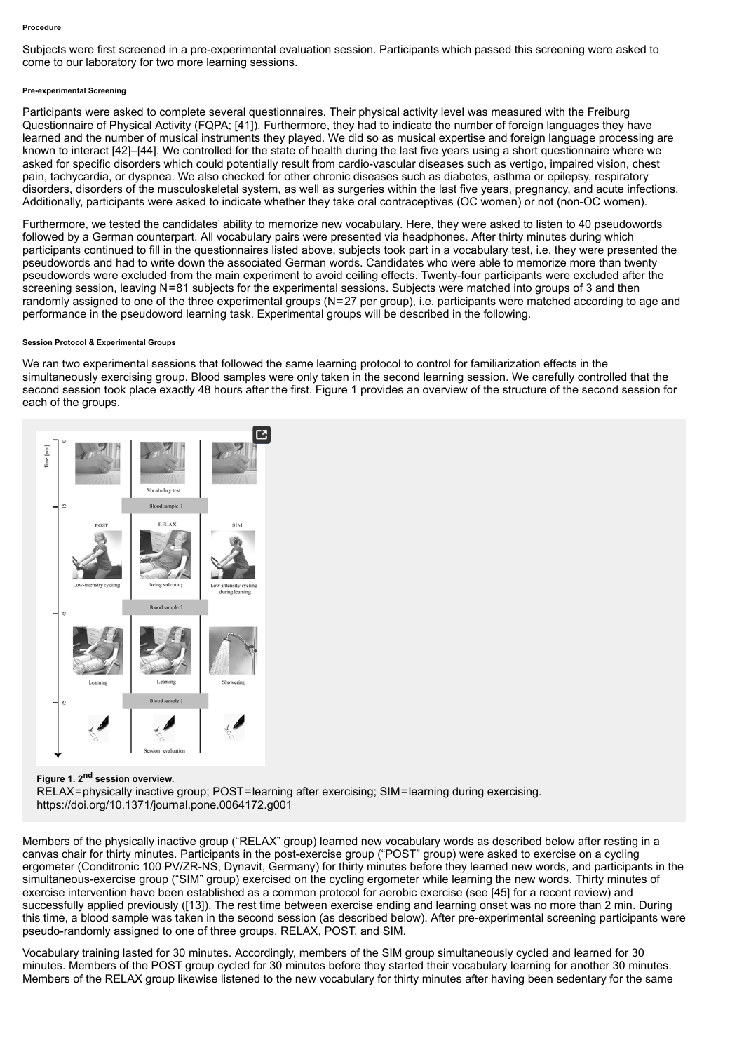#### Procedure

Subjects were first screened in a pre-experimental evaluation session. Participants which passed this screening were asked to come to our laboratory for two more learning sessions.

##### Pre-experimental Screening

Participants were asked to complete several questionnaires. Their physical activity level was measured with the Freiburg Questionnaire of Physical Activity (FQPA; [41]). Furthermore, they had to indicate the number of foreign languages they have learned and the number of musical instruments they played. We did so as musical expertise and foreign language processing are known to interact [42]–[44]. We controlled for the state of health during the last five years using a short questionnaire where we asked for specific disorders which could potentially result from cardio-vascular diseases such as vertigo, impaired vision, chest pain, tachycardia, or dyspnea. We also checked for other chronic diseases such as diabetes, asthma or epilepsy, respiratory disorders, disorders of the musculoskeletal system, as well as surgeries within the last five years, pregnancy, and acute infections. Additionally, participants were asked to indicate whether they take oral contraceptives (OC women) or not (non-OC women).

Furthermore, we tested the candidates' ability to memorize new vocabulary. Here, they were asked to listen to 40 pseudowords followed by a German counterpart. All vocabulary pairs were presented via headphones. After thirty minutes during which participants continued to fill in the questionnaires listed above, subjects took part in a vocabulary test, i.e. they were presented the pseudowords and had to write down the associated German words. Candidates who were able to memorize more than twenty pseudowords were excluded from the main experiment to avoid ceiling effects. Twenty-four participants were excluded after the screening session, leaving N = 81 subjects for the experimental sessions. Subjects were matched into groups of 3 and then randomly assigned to one of the three experimental groups (N = 27 per group), i.e. participants were matched according to age and performance in the pseudoword learning task. Experimental groups will be described in the following.

##### Session Protocol & Experimental Groups

We ran two experimental sessions that followed the same learning protocol to control for familiarization effects in the simultaneously exercising group. Blood samples were only taken in the second learning session. We carefully controlled that the second session took place exactly 48 hours after the first. Figure 1 provides an overview of the structure of the second session for each of the groups.

**Figure 1. 2nd session overview.**
RELAX = physically inactive group; POST = learning after exercising; SIM = learning during exercising.
https://doi.org/10.1371/journal.pone.0064172.g001

Members of the physically inactive group ("RELAX" group) learned new vocabulary words as described below after resting in a canvas chair for thirty minutes. Participants in the post-exercise group ("POST" group) were asked to exercise on a cycling ergometer (Conditronic 100 PV/ZR-NS, Dynavit, Germany) for thirty minutes before they learned new words, and participants in the simultaneous-exercise group ("SIM" group) exercised on the cycling ergometer while learning the new words. Thirty minutes of exercise intervention have been established as a common protocol for aerobic exercise (see [45] for a recent review) and successfully applied previously ([13]). The rest time between exercise ending and learning onset was no more than 2 min. During this time, a blood sample was taken in the second session (as described below). After pre-experimental screening participants were pseudo-randomly assigned to one of three groups, RELAX, POST, and SIM.

Vocabulary training lasted for 30 minutes. Accordingly, members of the SIM group simultaneously cycled and learned for 30 minutes. Members of the POST group cycled for 30 minutes before they started their vocabulary learning for another 30 minutes. Members of the RELAX group likewise listened to the new vocabulary for thirty minutes after having been sedentary for the same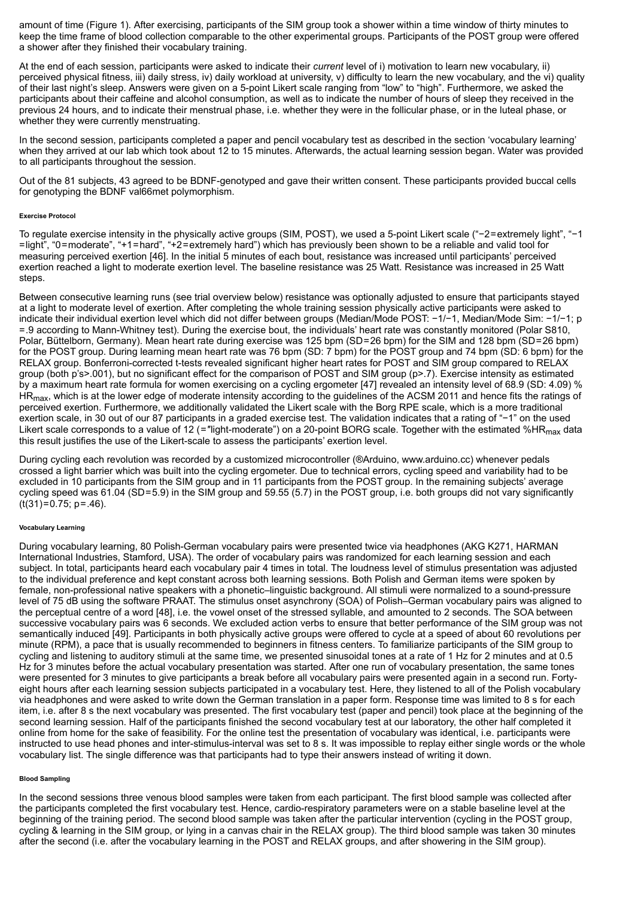amount of time (Figure 1). After exercising, participants of the SIM group took a shower within a time window of thirty minutes to keep the time frame of blood collection comparable to the other experimental groups. Participants of the POST group were offered a shower after they finished their vocabulary training.

At the end of each session, participants were asked to indicate their *current* level of i) motivation to learn new vocabulary, ii) perceived physical fitness, iii) daily stress, iv) daily workload at university, v) difficulty to learn the new vocabulary, and the vi) quality of their last night's sleep. Answers were given on a 5-point Likert scale ranging from "low" to "high". Furthermore, we asked the participants about their caffeine and alcohol consumption, as well as to indicate the number of hours of sleep they received in the previous 24 hours, and to indicate their menstrual phase, i.e. whether they were in the follicular phase, or in the luteal phase, or whether they were currently menstruating.

In the second session, participants completed a paper and pencil vocabulary test as described in the section 'vocabulary learning' when they arrived at our lab which took about 12 to 15 minutes. Afterwards, the actual learning session began. Water was provided to all participants throughout the session.

Out of the 81 subjects, 43 agreed to be BDNF-genotyped and gave their written consent. These participants provided buccal cells for genotyping the BDNF val66met polymorphism.

#### Exercise Protocol

To regulate exercise intensity in the physically active groups (SIM, POST), we used a 5-point Likert scale ("−2 = extremely light", "−1 = light", "0 = moderate", "+1 = hard", "+2 = extremely hard") which has previously been shown to be a reliable and valid tool for measuring perceived exertion [46]. In the initial 5 minutes of each bout, resistance was increased until participants' perceived exertion reached a light to moderate exertion level. The baseline resistance was 25 Watt. Resistance was increased in 25 Watt steps.

Between consecutive learning runs (see trial overview below) resistance was optionally adjusted to ensure that participants stayed at a light to moderate level of exertion. After completing the whole training session physically active participants were asked to indicate their individual exertion level which did not differ between groups (Median/Mode POST: −1/−1, Median/Mode Sim: −1/−1; $p = .9$ according to Mann-Whitney test). During the exercise bout, the individuals' heart rate was constantly monitored (Polar S810, Polar, Büttelborn, Germany). Mean heart rate during exercise was 125 bpm (SD = 26 bpm) for the SIM and 128 bpm (SD = 26 bpm) for the POST group. During learning mean heart rate was 76 bpm (SD: 7 bpm) for the POST group and 74 bpm (SD: 6 bpm) for the RELAX group. Bonferroni-corrected t-tests revealed significant higher heart rates for POST and SIM group compared to RELAX group (both p's>.001), but no significant effect for the comparison of POST and SIM group ($p > .7$). Exercise intensity as estimated by a maximum heart rate formula for women exercising on a cycling ergometer [47] revealed an intensity level of 68.9 (SD: 4.09) % $HR_{max}$, which is at the lower edge of moderate intensity according to the guidelines of the ACSM 2011 and hence fits the ratings of perceived exertion. Furthermore, we additionally validated the Likert scale with the Borg RPE scale, which is a more traditional exertion scale, in 30 out of our 87 participants in a graded exercise test. The validation indicates that a rating of "−1" on the used Likert scale corresponds to a value of 12 (="light-moderate") on a 20-point BORG scale. Together with the estimated $\%HR_{max}$ data this result justifies the use of the Likert-scale to assess the participants' exertion level.

During cycling each revolution was recorded by a customized microcontroller (®Arduino, www.arduino.cc) whenever pedals crossed a light barrier which was built into the cycling ergometer. Due to technical errors, cycling speed and variability had to be excluded in 10 participants from the SIM group and in 11 participants from the POST group. In the remaining subjects' average cycling speed was 61.04 (SD = 5.9) in the SIM group and 59.55 (5.7) in the POST group, i.e. both groups did not vary significantly ($t(31) = 0.75$; $p = .46$).

#### Vocabulary Learning

During vocabulary learning, 80 Polish-German vocabulary pairs were presented twice via headphones (AKG K271, HARMAN International Industries, Stamford, USA). The order of vocabulary pairs was randomized for each learning session and each subject. In total, participants heard each vocabulary pair 4 times in total. The loudness level of stimulus presentation was adjusted to the individual preference and kept constant across both learning sessions. Both Polish and German items were spoken by female, non-professional native speakers with a phonetic–linguistic background. All stimuli were normalized to a sound-pressure level of 75 dB using the software PRAAT. The stimulus onset asynchrony (SOA) of Polish–German vocabulary pairs was aligned to the perceptual centre of a word [48], i.e. the vowel onset of the stressed syllable, and amounted to 2 seconds. The SOA between successive vocabulary pairs was 6 seconds. We excluded action verbs to ensure that better performance of the SIM group was not semantically induced [49]. Participants in both physically active groups were offered to cycle at a speed of about 60 revolutions per minute (RPM), a pace that is usually recommended to beginners in fitness centers. To familiarize participants of the SIM group to cycling and listening to auditory stimuli at the same time, we presented sinusoidal tones at a rate of 1 Hz for 2 minutes and at 0.5 Hz for 3 minutes before the actual vocabulary presentation was started. After one run of vocabulary presentation, the same tones were presented for 3 minutes to give participants a break before all vocabulary pairs were presented again in a second run. Forty-eight hours after each learning session subjects participated in a vocabulary test. Here, they listened to all of the Polish vocabulary via headphones and were asked to write down the German translation in a paper form. Response time was limited to 8 s for each item, i.e. after 8 s the next vocabulary was presented. The first vocabulary test (paper and pencil) took place at the beginning of the second learning session. Half of the participants finished the second vocabulary test at our laboratory, the other half completed it online from home for the sake of feasibility. For the online test the presentation of vocabulary was identical, i.e. participants were instructed to use head phones and inter-stimulus-interval was set to 8 s. It was impossible to replay either single words or the whole vocabulary list. The single difference was that participants had to type their answers instead of writing it down.

#### Blood Sampling

In the second sessions three venous blood samples were taken from each participant. The first blood sample was collected after the participants completed the first vocabulary test. Hence, cardio-respiratory parameters were on a stable baseline level at the beginning of the training period. The second blood sample was taken after the particular intervention (cycling in the POST group, cycling & learning in the SIM group, or lying in a canvas chair in the RELAX group). The third blood sample was taken 30 minutes after the second (i.e. after the vocabulary learning in the POST and RELAX groups, and after showering in the SIM group).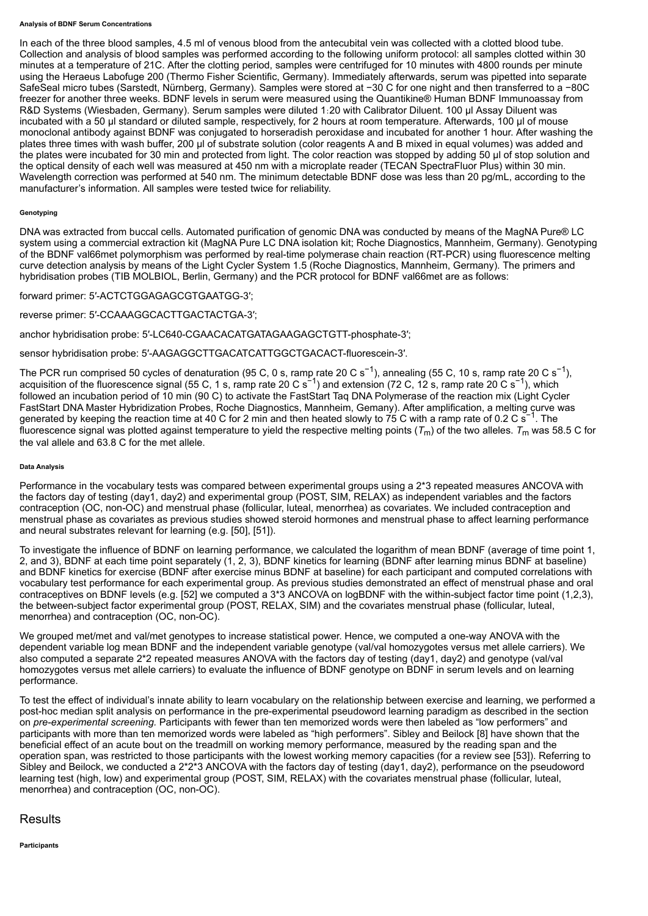#### Analysis of BDNF Serum Concentrations

In each of the three blood samples, 4.5 ml of venous blood from the antecubital vein was collected with a clotted blood tube. Collection and analysis of blood samples was performed according to the following uniform protocol: all samples clotted within 30 minutes at a temperature of 21C. After the clotting period, samples were centrifuged for 10 minutes with 4800 rounds per minute using the Heraeus Labofuge 200 (Thermo Fisher Scientific, Germany). Immediately afterwards, serum was pipetted into separate SafeSeal micro tubes (Sarstedt, Nürnberg, Germany). Samples were stored at −30 C for one night and then transferred to a −80C freezer for another three weeks. BDNF levels in serum were measured using the Quantikine® Human BDNF Immunoassay from R&D Systems (Wiesbaden, Germany). Serum samples were diluted 1:20 with Calibrator Diluent. 100 µl Assay Diluent was incubated with a 50 µl standard or diluted sample, respectively, for 2 hours at room temperature. Afterwards, 100 µl of mouse monoclonal antibody against BDNF was conjugated to horseradish peroxidase and incubated for another 1 hour. After washing the plates three times with wash buffer, 200 µl of substrate solution (color reagents A and B mixed in equal volumes) was added and the plates were incubated for 30 min and protected from light. The color reaction was stopped by adding 50 µl of stop solution and the optical density of each well was measured at 450 nm with a microplate reader (TECAN SpectraFluor Plus) within 30 min. Wavelength correction was performed at 540 nm. The minimum detectable BDNF dose was less than 20 pg/mL, according to the manufacturer's information. All samples were tested twice for reliability.

#### Genotyping

DNA was extracted from buccal cells. Automated purification of genomic DNA was conducted by means of the MagNA Pure® LC system using a commercial extraction kit (MagNA Pure LC DNA isolation kit; Roche Diagnostics, Mannheim, Germany). Genotyping of the BDNF val66met polymorphism was performed by real-time polymerase chain reaction (RT-PCR) using fluorescence melting curve detection analysis by means of the Light Cycler System 1.5 (Roche Diagnostics, Mannheim, Germany). The primers and hybridisation probes (TIB MOLBIOL, Berlin, Germany) and the PCR protocol for BDNF val66met are as follows:

forward primer: 5′-ACTCTGGAGAGCGTGAATGG-3′;

reverse primer: 5′-CCAAAGGCACTTGACTACTGA-3′;

anchor hybridisation probe: 5′-LC640-CGAACACATGATAGAAGAGCTGTT-phosphate-3′;

sensor hybridisation probe: 5′-AAGAGGCTTGACATCATTGGCTGACACT-fluorescein-3′.

The PCR run comprised 50 cycles of denaturation (95 C, 0 s, ramp rate 20 C $s^{-1}$), annealing (55 C, 10 s, ramp rate 20 C $s^{-1}$), acquisition of the fluorescence signal (55 C, 1 s, ramp rate 20 C $s^{-1}$) and extension (72 C, 12 s, ramp rate 20 C $s^{-1}$), which followed an incubation period of 10 min (90 C) to activate the FastStart Taq DNA Polymerase of the reaction mix (Light Cycler FastStart DNA Master Hybridization Probes, Roche Diagnostics, Mannheim, Gemany). After amplification, a melting curve was generated by keeping the reaction time at 40 C for 2 min and then heated slowly to 75 C with a ramp rate of 0.2 C $s^{-1}$. The fluorescence signal was plotted against temperature to yield the respective melting points ($T_m$) of the two alleles. $T_m$ was 58.5 C for the val allele and 63.8 C for the met allele.

#### Data Analysis

Performance in the vocabulary tests was compared between experimental groups using a 2*3 repeated measures ANCOVA with the factors day of testing (day1, day2) and experimental group (POST, SIM, RELAX) as independent variables and the factors contraception (OC, non-OC) and menstrual phase (follicular, luteal, menorrhea) as covariates. We included contraception and menstrual phase as covariates as previous studies showed steroid hormones and menstrual phase to affect learning performance and neural substrates relevant for learning (e.g. [50], [51]).

To investigate the influence of BDNF on learning performance, we calculated the logarithm of mean BDNF (average of time point 1, 2, and 3), BDNF at each time point separately (1, 2, 3), BDNF kinetics for learning (BDNF after learning minus BDNF at baseline) and BDNF kinetics for exercise (BDNF after exercise minus BDNF at baseline) for each participant and computed correlations with vocabulary test performance for each experimental group. As previous studies demonstrated an effect of menstrual phase and oral contraceptives on BDNF levels (e.g. [52] we computed a 3*3 ANCOVA on logBDNF with the within-subject factor time point (1,2,3), the between-subject factor experimental group (POST, RELAX, SIM) and the covariates menstrual phase (follicular, luteal, menorrhea) and contraception (OC, non-OC).

We grouped met/met and val/met genotypes to increase statistical power. Hence, we computed a one-way ANOVA with the dependent variable log mean BDNF and the independent variable genotype (val/val homozygotes versus met allele carriers). We also computed a separate 2*2 repeated measures ANOVA with the factors day of testing (day1, day2) and genotype (val/val homozygotes versus met allele carriers) to evaluate the influence of BDNF genotype on BDNF in serum levels and on learning performance.

To test the effect of individual's innate ability to learn vocabulary on the relationship between exercise and learning, we performed a post-hoc median split analysis on performance in the pre-experimental pseudoword learning paradigm as described in the section on *pre-experimental screening.* Participants with fewer than ten memorized words were then labeled as "low performers" and participants with more than ten memorized words were labeled as "high performers". Sibley and Beilock [8] have shown that the beneficial effect of an acute bout on the treadmill on working memory performance, measured by the reading span and the operation span, was restricted to those participants with the lowest working memory capacities (for a review see [53]). Referring to Sibley and Beilock, we conducted a 2*2*3 ANCOVA with the factors day of testing (day1, day2), performance on the pseudoword learning test (high, low) and experimental group (POST, SIM, RELAX) with the covariates menstrual phase (follicular, luteal, menorrhea) and contraception (OC, non-OC).

## Results

#### Participants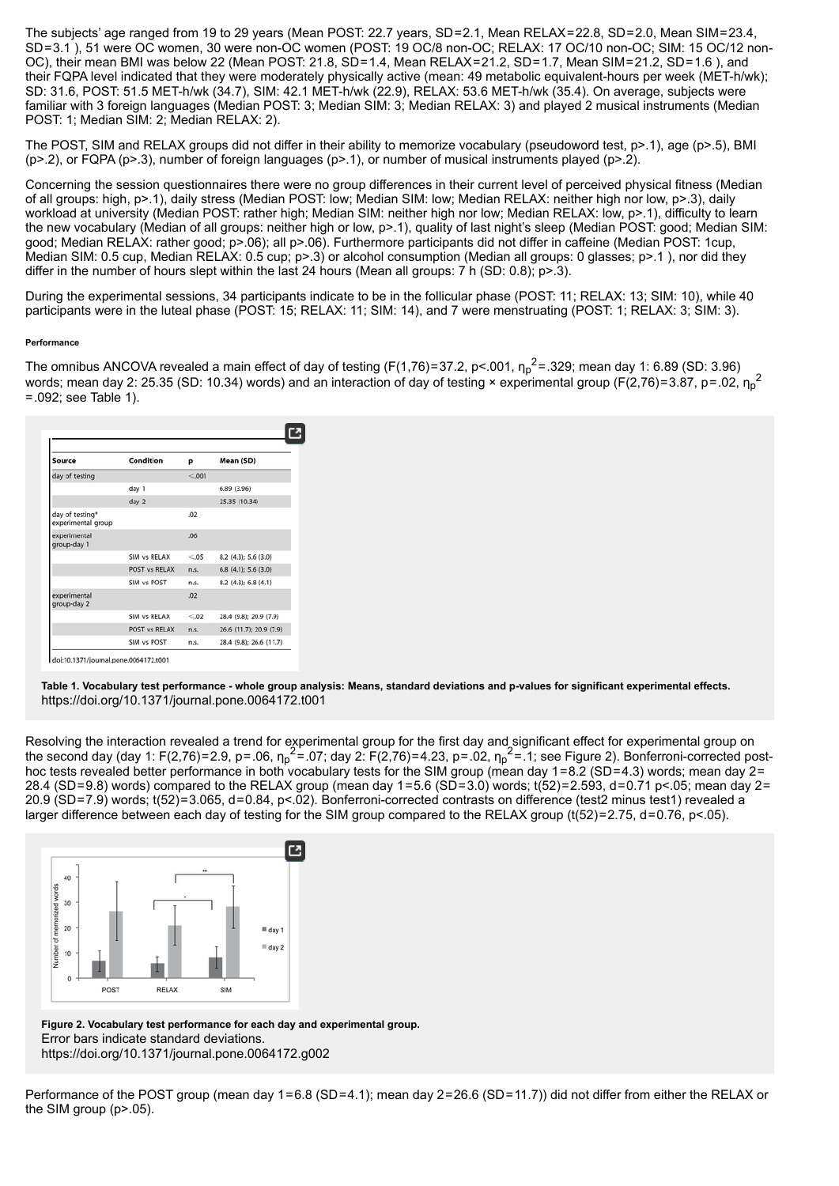The subjects' age ranged from 19 to 29 years (Mean POST: 22.7 years, SD=2.1, Mean RELAX=22.8, SD=2.0, Mean SIM=23.4, SD=3.1 ), 51 were OC women, 30 were non-OC women (POST: 19 OC/8 non-OC; RELAX: 17 OC/10 non-OC; SIM: 15 OC/12 non-OC), their mean BMI was below 22 (Mean POST: 21.8, SD=1.4, Mean RELAX=21.2, SD=1.7, Mean SIM=21.2, SD=1.6 ), and their FQPA level indicated that they were moderately physically active (mean: 49 metabolic equivalent-hours per week (MET-h/wk); SD: 31.6, POST: 51.5 MET-h/wk (34.7), SIM: 42.1 MET-h/wk (22.9), RELAX: 53.6 MET-h/wk (35.4). On average, subjects were familiar with 3 foreign languages (Median POST: 3; Median SIM: 3; Median RELAX: 3) and played 2 musical instruments (Median POST: 1; Median SIM: 2; Median RELAX: 2).

The POST, SIM and RELAX groups did not differ in their ability to memorize vocabulary (pseudoword test, $p>.1$), age ($p>.5$), BMI ($p>.2$), or FQPA ($p>.3$), number of foreign languages ($p>.1$), or number of musical instruments played ($p>.2$).

Concerning the session questionnaires there were no group differences in their current level of perceived physical fitness (Median of all groups: high, $p>.1$), daily stress (Median POST: low; Median SIM: low; Median RELAX: neither high nor low, $p>.3$), daily workload at university (Median POST: rather high; Median SIM: neither high nor low; Median RELAX: low, $p>.1$), difficulty to learn the new vocabulary (Median of all groups: neither high or low, $p>.1$), quality of last night's sleep (Median POST: good; Median SIM: good; Median RELAX: rather good; $p>.06$); all $p>.06$). Furthermore participants did not differ in caffeine (Median POST: 1cup, Median SIM: 0.5 cup, Median RELAX: 0.5 cup; $p>.3$) or alcohol consumption (Median all groups: 0 glasses; $p>.1$ ), nor did they differ in the number of hours slept within the last 24 hours (Mean all groups: 7 h (SD: 0.8); $p>.3$).

During the experimental sessions, 34 participants indicate to be in the follicular phase (POST: 11; RELAX: 13; SIM: 10), while 40 participants were in the luteal phase (POST: 15; RELAX: 11; SIM: 14), and 7 were menstruating (POST: 1; RELAX: 3; SIM: 3).

#### Performance

The omnibus ANCOVA revealed a main effect of day of testing ($F(1,76)=37.2$, $p<.001$, $\eta_p^2=.329$; mean day 1: 6.89 (SD: 3.96) words; mean day 2: 25.35 (SD: 10.34) words) and an interaction of day of testing × experimental group ($F(2,76)=3.87$, $p=.02$, $\eta_p^2=.092$; see Table 1).

| Source | Condition | p | Mean (SD) |
|---|---|---|---|
| day of testing | | <.001 | |
| | day 1 | | 6.89 (3.96) |
| | day 2 | | 25.35 (10.34) |
| day of testing* experimental group | | .02 | |
| experimental group-day 1 | | .06 | |
| | SIM vs RELAX | <.05 | 8.2 (4.3); 5.6 (3.0) |
| | POST vs RELAX | n.s. | 6.8 (4.1); 5.6 (3.0) |
| | SIM vs POST | n.s. | 8.2 (4.3); 6.8 (4.1) |
| experimental group-day 2 | | .02 | |
| | SIM vs RELAX | <.02 | 28.4 (9.8); 20.9 (7.9) |
| | POST vs RELAX | n.s. | 26.6 (11.7); 20.9 (7.9) |
| | SIM vs POST | n.s. | 28.4 (9.8); 26.6 (11.7) |

doi:10.1371/journal.pone.0064172.t001

**Table 1. Vocabulary test performance - whole group analysis: Means, standard deviations and p-values for significant experimental effects.**
https://doi.org/10.1371/journal.pone.0064172.t001

Resolving the interaction revealed a trend for experimental group for the first day and significant effect for experimental group on the second day (day 1: $F(2,76)=2.9$, $p=.06$, $\eta_p^2=.07$; day 2: $F(2,76)=4.23$, $p=.02$, $\eta_p^2=.1$; see Figure 2). Bonferroni-corrected post-hoc tests revealed better performance in both vocabulary tests for the SIM group (mean day 1=8.2 (SD=4.3) words; mean day 2= 28.4 (SD=9.8) words) compared to the RELAX group (mean day 1=5.6 (SD=3.0) words; $t(52)=2.593$, $d=0.71$ $p<.05$; mean day 2= 20.9 (SD=7.9) words; $t(52)=3.065$, $d=0.84$, $p<.02$). Bonferroni-corrected contrasts on difference (test2 minus test1) revealed a larger difference between each day of testing for the SIM group compared to the RELAX group ($t(52)=2.75$, $d=0.76$, $p<.05$).

**Figure 2. Vocabulary test performance for each day and experimental group.**
Error bars indicate standard deviations.
https://doi.org/10.1371/journal.pone.0064172.g002

Performance of the POST group (mean day 1=6.8 (SD=4.1); mean day 2=26.6 (SD=11.7)) did not differ from either the RELAX or the SIM group ($p>.05$).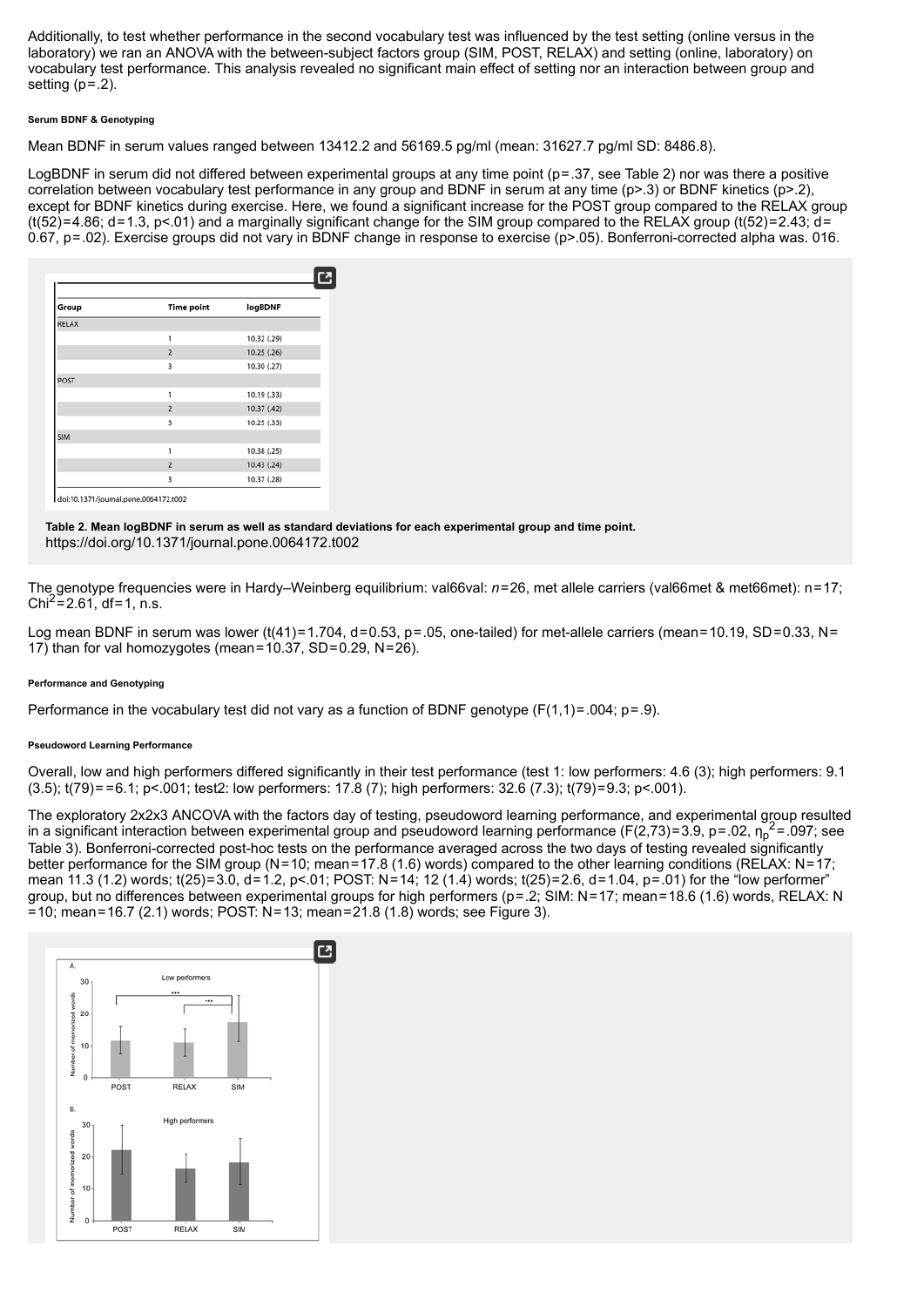Additionally, to test whether performance in the second vocabulary test was influenced by the test setting (online versus in the laboratory) we ran an ANOVA with the between-subject factors group (SIM, POST, RELAX) and setting (online, laboratory) on vocabulary test performance. This analysis revealed no significant main effect of setting nor an interaction between group and setting (p=.2).

##### Serum BDNF & Genotyping

Mean BDNF in serum values ranged between 13412.2 and 56169.5 pg/ml (mean: 31627.7 pg/ml SD: 8486.8).

LogBDNF in serum did not differed between experimental groups at any time point (p=.37, see Table 2) nor was there a positive correlation between vocabulary test performance in any group and BDNF in serum at any time (p>.3) or BDNF kinetics (p>.2), except for BDNF kinetics during exercise. Here, we found a significant increase for the POST group compared to the RELAX group ($t(52)=4.86$; d=1.3, p<.01) and a marginally significant change for the SIM group compared to the RELAX group ($t(52)=2.43$; d= 0.67, p=.02). Exercise groups did not vary in BDNF change in response to exercise (p>.05). Bonferroni-corrected alpha was. 016.

| Group | Time point | logBDNF |
|---|---|---|
| RELAX | | |
| | 1 | 10.32 (.29) |
| | 2 | 10.25 (.26) |
| | 3 | 10.30 (.27) |
| POST | | |
| | 1 | 10.19 (.33) |
| | 2 | 10.37 (.42) |
| | 3 | 10.25 (.33) |
| SIM | | |
| | 1 | 10.38 (.25) |
| | 2 | 10.43 (.24) |
| | 3 | 10.37 (.28) |

doi:10.1371/journal.pone.0064172.t002

**Table 2. Mean logBDNF in serum as well as standard deviations for each experimental group and time point.**
https://doi.org/10.1371/journal.pone.0064172.t002

The genotype frequencies were in Hardy–Weinberg equilibrium: val66val: *n*=26, met allele carriers (val66met & met66met): n=17; $Chi^2=2.61$, df=1, n.s.

Log mean BDNF in serum was lower ($t(41)=1.704$, d=0.53, p=.05, one-tailed) for met-allele carriers (mean=10.19, SD=0.33, N= 17) than for val homozygotes (mean=10.37, SD=0.29, N=26).

##### Performance and Genotyping

Performance in the vocabulary test did not vary as a function of BDNF genotype ($F(1,1)=.004$; p=.9).

##### Pseudoword Learning Performance

Overall, low and high performers differed significantly in their test performance (test 1: low performers: 4.6 (3); high performers: 9.1 (3.5); $t(79)==6.1$; p<.001; test2: low performers: 17.8 (7); high performers: 32.6 (7.3); $t(79)=9.3$; p<.001).

The exploratory 2x2x3 ANCOVA with the factors day of testing, pseudoword learning performance, and experimental group resulted in a significant interaction between experimental group and pseudoword learning performance ($F(2,73)=3.9$, p=.02, $\eta_p^2=.097$; see Table 3). Bonferroni-corrected post-hoc tests on the performance averaged across the two days of testing revealed significantly better performance for the SIM group (N=10; mean=17.8 (1.6) words) compared to the other learning conditions (RELAX: N=17; mean 11.3 (1.2) words; $t(25)=3.0$, d=1.2, p<.01; POST: N=14; 12 (1.4) words; $t(25)=2.6$, d=1.04, p=.01) for the "low performer" group, but no differences between experimental groups for high performers (p=.2; SIM: N=17; mean=18.6 (1.6) words, RELAX: N =10; mean=16.7 (2.1) words; POST: N=13; mean=21.8 (1.8) words; see Figure 3).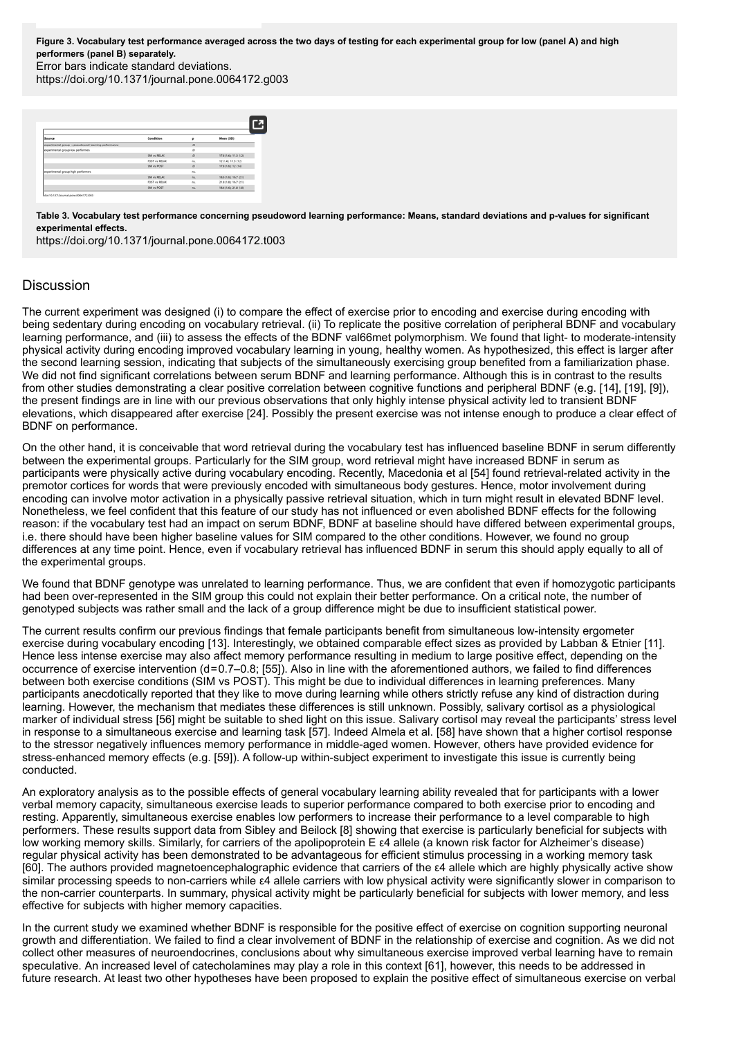**Figure 3. Vocabulary test performance averaged across the two days of testing for each experimental group for low (panel A) and high performers (panel B) separately.**
Error bars indicate standard deviations.
https://doi.org/10.1371/journal.pone.0064172.g003

| Source | Condition | p | Mean (SD) |
|---|---|---|---|
| experimental group × pseudoword learning performance | | .03 | |
| experimental group-low performers | | .01 | |
| | SIM vs RELAX | .01 | 17.6 (1.6); 11.3 (1.2) |
| | POST vs RELAX | n.s. | 12 (1.4); 11.3 (1.2) |
| | SIM vs POST | .01 | 17.6 (1.6); 12 (1.4) |
| experimental group-high performers | | n.s. | |
| | SIM vs RELAX | n.s. | 18.6 (1.6); 16.7 (2.1) |
| | POST vs RELAX | n.s. | 21.8 (1.8); 16.7 (2.1) |
| | SIM vs POST | n.s. | 18.6 (1.6); 21.8 (1.8) |

doi:10.1371/journal.pone.0064172.t003

**Table 3. Vocabulary test performance concerning pseudoword learning performance: Means, standard deviations and p-values for significant experimental effects.**
https://doi.org/10.1371/journal.pone.0064172.t003

## Discussion

The current experiment was designed (i) to compare the effect of exercise prior to encoding and exercise during encoding with being sedentary during encoding on vocabulary retrieval. (ii) To replicate the positive correlation of peripheral BDNF and vocabulary learning performance, and (iii) to assess the effects of the BDNF val66met polymorphism. We found that light- to moderate-intensity physical activity during encoding improved vocabulary learning in young, healthy women. As hypothesized, this effect is larger after the second learning session, indicating that subjects of the simultaneously exercising group benefited from a familiarization phase. We did not find significant correlations between serum BDNF and learning performance. Although this is in contrast to the results from other studies demonstrating a clear positive correlation between cognitive functions and peripheral BDNF (e.g. [14], [19], [9]), the present findings are in line with our previous observations that only highly intense physical activity led to transient BDNF elevations, which disappeared after exercise [24]. Possibly the present exercise was not intense enough to produce a clear effect of BDNF on performance.

On the other hand, it is conceivable that word retrieval during the vocabulary test has influenced baseline BDNF in serum differently between the experimental groups. Particularly for the SIM group, word retrieval might have increased BDNF in serum as participants were physically active during vocabulary encoding. Recently, Macedonia et al [54] found retrieval-related activity in the premotor cortices for words that were previously encoded with simultaneous body gestures. Hence, motor involvement during encoding can involve motor activation in a physically passive retrieval situation, which in turn might result in elevated BDNF level. Nonetheless, we feel confident that this feature of our study has not influenced or even abolished BDNF effects for the following reason: if the vocabulary test had an impact on serum BDNF, BDNF at baseline should have differed between experimental groups, i.e. there should have been higher baseline values for SIM compared to the other conditions. However, we found no group differences at any time point. Hence, even if vocabulary retrieval has influenced BDNF in serum this should apply equally to all of the experimental groups.

We found that BDNF genotype was unrelated to learning performance. Thus, we are confident that even if homozygotic participants had been over-represented in the SIM group this could not explain their better performance. On a critical note, the number of genotyped subjects was rather small and the lack of a group difference might be due to insufficient statistical power.

The current results confirm our previous findings that female participants benefit from simultaneous low-intensity ergometer exercise during vocabulary encoding [13]. Interestingly, we obtained comparable effect sizes as provided by Labban & Etnier [11]. Hence less intense exercise may also affect memory performance resulting in medium to large positive effect, depending on the occurrence of exercise intervention ($d = 0.7–0.8$; [55]). Also in line with the aforementioned authors, we failed to find differences between both exercise conditions (SIM vs POST). This might be due to individual differences in learning preferences. Many participants anecdotically reported that they like to move during learning while others strictly refuse any kind of distraction during learning. However, the mechanism that mediates these differences is still unknown. Possibly, salivary cortisol as a physiological marker of individual stress [56] might be suitable to shed light on this issue. Salivary cortisol may reveal the participants' stress level in response to a simultaneous exercise and learning task [57]. Indeed Almela et al. [58] have shown that a higher cortisol response to the stressor negatively influences memory performance in middle-aged women. However, others have provided evidence for stress-enhanced memory effects (e.g. [59]). A follow-up within-subject experiment to investigate this issue is currently being conducted.

An exploratory analysis as to the possible effects of general vocabulary learning ability revealed that for participants with a lower verbal memory capacity, simultaneous exercise leads to superior performance compared to both exercise prior to encoding and resting. Apparently, simultaneous exercise enables low performers to increase their performance to a level comparable to high performers. These results support data from Sibley and Beilock [8] showing that exercise is particularly beneficial for subjects with low working memory skills. Similarly, for carriers of the apolipoprotein E ε4 allele (a known risk factor for Alzheimer's disease) regular physical activity has been demonstrated to be advantageous for efficient stimulus processing in a working memory task [60]. The authors provided magnetoencephalographic evidence that carriers of the ε4 allele which are highly physically active show similar processing speeds to non-carriers while ε4 allele carriers with low physical activity were significantly slower in comparison to the non-carrier counterparts. In summary, physical activity might be particularly beneficial for subjects with lower memory, and less effective for subjects with higher memory capacities.

In the current study we examined whether BDNF is responsible for the positive effect of exercise on cognition supporting neuronal growth and differentiation. We failed to find a clear involvement of BDNF in the relationship of exercise and cognition. As we did not collect other measures of neuroendocrines, conclusions about why simultaneous exercise improved verbal learning have to remain speculative. An increased level of catecholamines may play a role in this context [61], however, this needs to be addressed in future research. At least two other hypotheses have been proposed to explain the positive effect of simultaneous exercise on verbal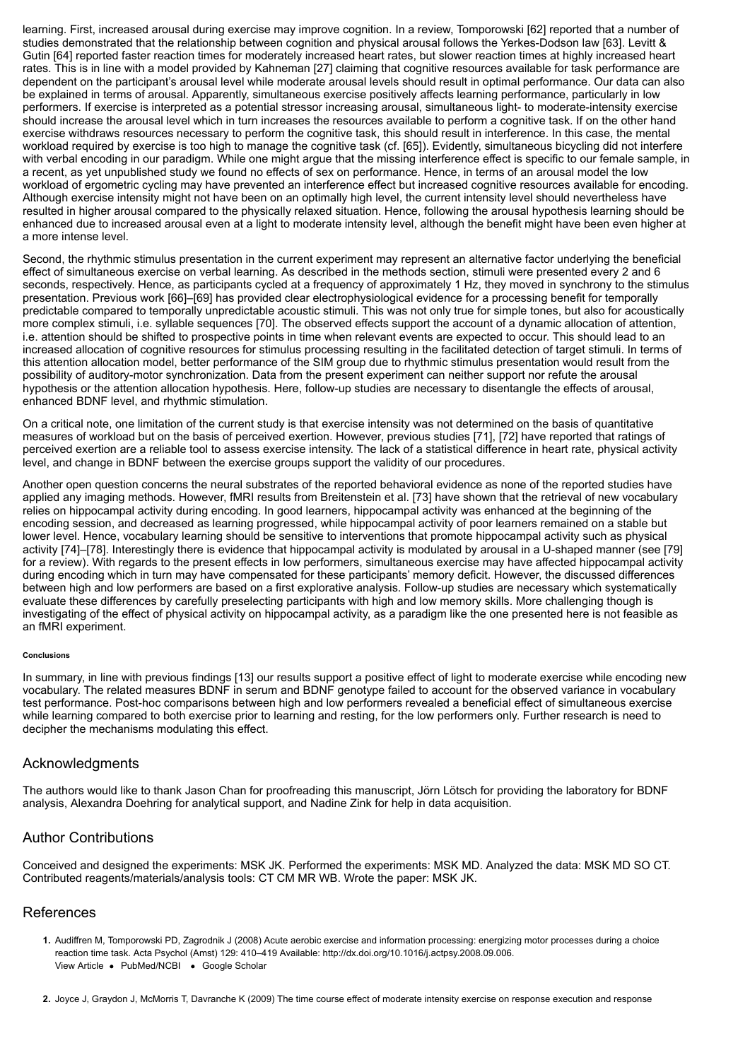learning. First, increased arousal during exercise may improve cognition. In a review, Tomporowski [62] reported that a number of studies demonstrated that the relationship between cognition and physical arousal follows the Yerkes-Dodson law [63]. Levitt & Gutin [64] reported faster reaction times for moderately increased heart rates, but slower reaction times at highly increased heart rates. This is in line with a model provided by Kahneman [27] claiming that cognitive resources available for task performance are dependent on the participant's arousal level while moderate arousal levels should result in optimal performance. Our data can also be explained in terms of arousal. Apparently, simultaneous exercise positively affects learning performance, particularly in low performers. If exercise is interpreted as a potential stressor increasing arousal, simultaneous light- to moderate-intensity exercise should increase the arousal level which in turn increases the resources available to perform a cognitive task. If on the other hand exercise withdraws resources necessary to perform the cognitive task, this should result in interference. In this case, the mental workload required by exercise is too high to manage the cognitive task (cf. [65]). Evidently, simultaneous bicycling did not interfere with verbal encoding in our paradigm. While one might argue that the missing interference effect is specific to our female sample, in a recent, as yet unpublished study we found no effects of sex on performance. Hence, in terms of an arousal model the low workload of ergometric cycling may have prevented an interference effect but increased cognitive resources available for encoding. Although exercise intensity might not have been on an optimally high level, the current intensity level should nevertheless have resulted in higher arousal compared to the physically relaxed situation. Hence, following the arousal hypothesis learning should be enhanced due to increased arousal even at a light to moderate intensity level, although the benefit might have been even higher at a more intense level.

Second, the rhythmic stimulus presentation in the current experiment may represent an alternative factor underlying the beneficial effect of simultaneous exercise on verbal learning. As described in the methods section, stimuli were presented every 2 and 6 seconds, respectively. Hence, as participants cycled at a frequency of approximately 1 Hz, they moved in synchrony to the stimulus presentation. Previous work [66]–[69] has provided clear electrophysiological evidence for a processing benefit for temporally predictable compared to temporally unpredictable acoustic stimuli. This was not only true for simple tones, but also for acoustically more complex stimuli, i.e. syllable sequences [70]. The observed effects support the account of a dynamic allocation of attention, i.e. attention should be shifted to prospective points in time when relevant events are expected to occur. This should lead to an increased allocation of cognitive resources for stimulus processing resulting in the facilitated detection of target stimuli. In terms of this attention allocation model, better performance of the SIM group due to rhythmic stimulus presentation would result from the possibility of auditory-motor synchronization. Data from the present experiment can neither support nor refute the arousal hypothesis or the attention allocation hypothesis. Here, follow-up studies are necessary to disentangle the effects of arousal, enhanced BDNF level, and rhythmic stimulation.

On a critical note, one limitation of the current study is that exercise intensity was not determined on the basis of quantitative measures of workload but on the basis of perceived exertion. However, previous studies [71], [72] have reported that ratings of perceived exertion are a reliable tool to assess exercise intensity. The lack of a statistical difference in heart rate, physical activity level, and change in BDNF between the exercise groups support the validity of our procedures.

Another open question concerns the neural substrates of the reported behavioral evidence as none of the reported studies have applied any imaging methods. However, fMRI results from Breitenstein et al. [73] have shown that the retrieval of new vocabulary relies on hippocampal activity during encoding. In good learners, hippocampal activity was enhanced at the beginning of the encoding session, and decreased as learning progressed, while hippocampal activity of poor learners remained on a stable but lower level. Hence, vocabulary learning should be sensitive to interventions that promote hippocampal activity such as physical activity [74]–[78]. Interestingly there is evidence that hippocampal activity is modulated by arousal in a U-shaped manner (see [79] for a review). With regards to the present effects in low performers, simultaneous exercise may have affected hippocampal activity during encoding which in turn may have compensated for these participants' memory deficit. However, the discussed differences between high and low performers are based on a first explorative analysis. Follow-up studies are necessary which systematically evaluate these differences by carefully preselecting participants with high and low memory skills. More challenging though is investigating of the effect of physical activity on hippocampal activity, as a paradigm like the one presented here is not feasible as an fMRI experiment.

#### Conclusions

In summary, in line with previous findings [13] our results support a positive effect of light to moderate exercise while encoding new vocabulary. The related measures BDNF in serum and BDNF genotype failed to account for the observed variance in vocabulary test performance. Post-hoc comparisons between high and low performers revealed a beneficial effect of simultaneous exercise while learning compared to both exercise prior to learning and resting, for the low performers only. Further research is need to decipher the mechanisms modulating this effect.

## Acknowledgments

The authors would like to thank Jason Chan for proofreading this manuscript, Jörn Lötsch for providing the laboratory for BDNF analysis, Alexandra Doehring for analytical support, and Nadine Zink for help in data acquisition.

## Author Contributions

Conceived and designed the experiments: MSK JK. Performed the experiments: MSK MD. Analyzed the data: MSK MD SO CT. Contributed reagents/materials/analysis tools: CT CM MR WB. Wrote the paper: MSK JK.

## References

1. Audiffren M, Tomporowski PD, Zagrodnik J (2008) Acute aerobic exercise and information processing: energizing motor processes during a choice reaction time task. Acta Psychol (Amst) 129: 410–419 Available: http://dx.doi.org/10.1016/j.actpsy.2008.09.006.
View Article • PubMed/NCBI • Google Scholar

2. Joyce J, Graydon J, McMorris T, Davranche K (2009) The time course effect of moderate intensity exercise on response execution and response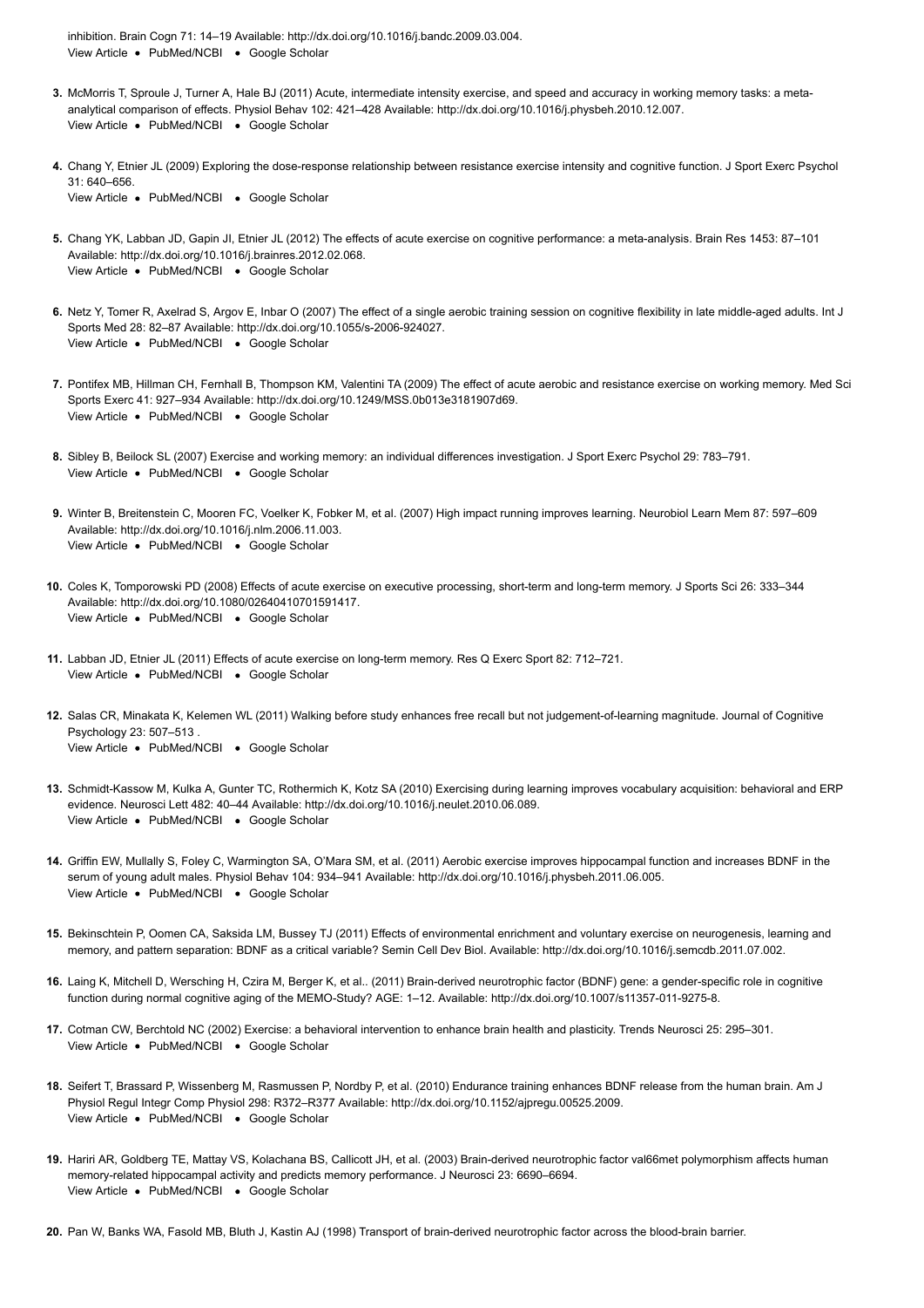inhibition. Brain Cogn 71: 14–19 Available: http://dx.doi.org/10.1016/j.bandc.2009.03.004.
View Article • PubMed/NCBI • Google Scholar

3. McMorris T, Sproule J, Turner A, Hale BJ (2011) Acute, intermediate intensity exercise, and speed and accuracy in working memory tasks: a meta-analytical comparison of effects. Physiol Behav 102: 421–428 Available: http://dx.doi.org/10.1016/j.physbeh.2010.12.007.
View Article • PubMed/NCBI • Google Scholar

4. Chang Y, Etnier JL (2009) Exploring the dose-response relationship between resistance exercise intensity and cognitive function. J Sport Exerc Psychol 31: 640–656.
View Article • PubMed/NCBI • Google Scholar

5. Chang YK, Labban JD, Gapin JI, Etnier JL (2012) The effects of acute exercise on cognitive performance: a meta-analysis. Brain Res 1453: 87–101 Available: http://dx.doi.org/10.1016/j.brainres.2012.02.068.
View Article • PubMed/NCBI • Google Scholar

6. Netz Y, Tomer R, Axelrad S, Argov E, Inbar O (2007) The effect of a single aerobic training session on cognitive flexibility in late middle-aged adults. Int J Sports Med 28: 82–87 Available: http://dx.doi.org/10.1055/s-2006-924027.
View Article • PubMed/NCBI • Google Scholar

7. Pontifex MB, Hillman CH, Fernhall B, Thompson KM, Valentini TA (2009) The effect of acute aerobic and resistance exercise on working memory. Med Sci Sports Exerc 41: 927–934 Available: http://dx.doi.org/10.1249/MSS.0b013e3181907d69.
View Article • PubMed/NCBI • Google Scholar

8. Sibley B, Beilock SL (2007) Exercise and working memory: an individual differences investigation. J Sport Exerc Psychol 29: 783–791.
View Article • PubMed/NCBI • Google Scholar

9. Winter B, Breitenstein C, Mooren FC, Voelker K, Fobker M, et al. (2007) High impact running improves learning. Neurobiol Learn Mem 87: 597–609 Available: http://dx.doi.org/10.1016/j.nlm.2006.11.003.
View Article • PubMed/NCBI • Google Scholar

10. Coles K, Tomporowski PD (2008) Effects of acute exercise on executive processing, short-term and long-term memory. J Sports Sci 26: 333–344 Available: http://dx.doi.org/10.1080/02640410701591417.
View Article • PubMed/NCBI • Google Scholar

11. Labban JD, Etnier JL (2011) Effects of acute exercise on long-term memory. Res Q Exerc Sport 82: 712–721.
View Article • PubMed/NCBI • Google Scholar

12. Salas CR, Minakata K, Kelemen WL (2011) Walking before study enhances free recall but not judgement-of-learning magnitude. Journal of Cognitive Psychology 23: 507–513 .
View Article • PubMed/NCBI • Google Scholar

13. Schmidt-Kassow M, Kulka A, Gunter TC, Rothermich K, Kotz SA (2010) Exercising during learning improves vocabulary acquisition: behavioral and ERP evidence. Neurosci Lett 482: 40–44 Available: http://dx.doi.org/10.1016/j.neulet.2010.06.089.
View Article • PubMed/NCBI • Google Scholar

14. Griffin EW, Mullally S, Foley C, Warmington SA, O'Mara SM, et al. (2011) Aerobic exercise improves hippocampal function and increases BDNF in the serum of young adult males. Physiol Behav 104: 934–941 Available: http://dx.doi.org/10.1016/j.physbeh.2011.06.005.
View Article • PubMed/NCBI • Google Scholar

15. Bekinschtein P, Oomen CA, Saksida LM, Bussey TJ (2011) Effects of environmental enrichment and voluntary exercise on neurogenesis, learning and memory, and pattern separation: BDNF as a critical variable? Semin Cell Dev Biol. Available: http://dx.doi.org/10.1016/j.semcdb.2011.07.002.

16. Laing K, Mitchell D, Wersching H, Czira M, Berger K, et al.. (2011) Brain-derived neurotrophic factor (BDNF) gene: a gender-specific role in cognitive function during normal cognitive aging of the MEMO-Study? AGE: 1–12. Available: http://dx.doi.org/10.1007/s11357-011-9275-8.

17. Cotman CW, Berchtold NC (2002) Exercise: a behavioral intervention to enhance brain health and plasticity. Trends Neurosci 25: 295–301.
View Article • PubMed/NCBI • Google Scholar

18. Seifert T, Brassard P, Wissenberg M, Rasmussen P, Nordby P, et al. (2010) Endurance training enhances BDNF release from the human brain. Am J Physiol Regul Integr Comp Physiol 298: R372–R377 Available: http://dx.doi.org/10.1152/ajpregu.00525.2009.
View Article • PubMed/NCBI • Google Scholar

19. Hariri AR, Goldberg TE, Mattay VS, Kolachana BS, Callicott JH, et al. (2003) Brain-derived neurotrophic factor val66met polymorphism affects human memory-related hippocampal activity and predicts memory performance. J Neurosci 23: 6690–6694.
View Article • PubMed/NCBI • Google Scholar

20. Pan W, Banks WA, Fasold MB, Bluth J, Kastin AJ (1998) Transport of brain-derived neurotrophic factor across the blood-brain barrier.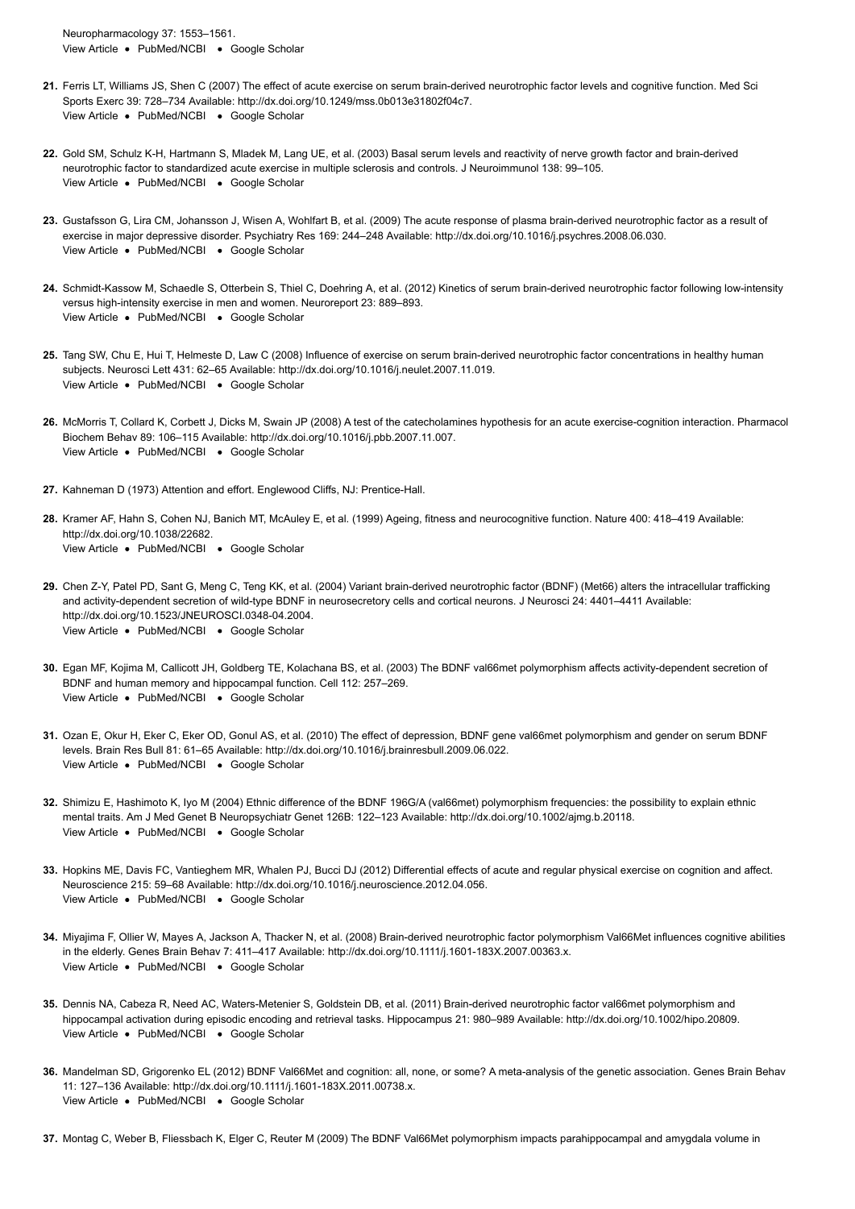Neuropharmacology 37: 1553–1561.
View Article • PubMed/NCBI • Google Scholar

21. Ferris LT, Williams JS, Shen C (2007) The effect of acute exercise on serum brain-derived neurotrophic factor levels and cognitive function. Med Sci Sports Exerc 39: 728–734 Available: http://dx.doi.org/10.1249/mss.0b013e31802f04c7.
View Article • PubMed/NCBI • Google Scholar

22. Gold SM, Schulz K-H, Hartmann S, Mladek M, Lang UE, et al. (2003) Basal serum levels and reactivity of nerve growth factor and brain-derived neurotrophic factor to standardized acute exercise in multiple sclerosis and controls. J Neuroimmunol 138: 99–105.
View Article • PubMed/NCBI • Google Scholar

23. Gustafsson G, Lira CM, Johansson J, Wisen A, Wohlfart B, et al. (2009) The acute response of plasma brain-derived neurotrophic factor as a result of exercise in major depressive disorder. Psychiatry Res 169: 244–248 Available: http://dx.doi.org/10.1016/j.psychres.2008.06.030.
View Article • PubMed/NCBI • Google Scholar

24. Schmidt-Kassow M, Schaedle S, Otterbein S, Thiel C, Doehring A, et al. (2012) Kinetics of serum brain-derived neurotrophic factor following low-intensity versus high-intensity exercise in men and women. Neuroreport 23: 889–893.
View Article • PubMed/NCBI • Google Scholar

25. Tang SW, Chu E, Hui T, Helmeste D, Law C (2008) Influence of exercise on serum brain-derived neurotrophic factor concentrations in healthy human subjects. Neurosci Lett 431: 62–65 Available: http://dx.doi.org/10.1016/j.neulet.2007.11.019.
View Article • PubMed/NCBI • Google Scholar

26. McMorris T, Collard K, Corbett J, Dicks M, Swain JP (2008) A test of the catecholamines hypothesis for an acute exercise-cognition interaction. Pharmacol Biochem Behav 89: 106–115 Available: http://dx.doi.org/10.1016/j.pbb.2007.11.007.
View Article • PubMed/NCBI • Google Scholar

27. Kahneman D (1973) Attention and effort. Englewood Cliffs, NJ: Prentice-Hall.

28. Kramer AF, Hahn S, Cohen NJ, Banich MT, McAuley E, et al. (1999) Ageing, fitness and neurocognitive function. Nature 400: 418–419 Available: http://dx.doi.org/10.1038/22682.
View Article • PubMed/NCBI • Google Scholar

29. Chen Z-Y, Patel PD, Sant G, Meng C, Teng KK, et al. (2004) Variant brain-derived neurotrophic factor (BDNF) (Met66) alters the intracellular trafficking and activity-dependent secretion of wild-type BDNF in neurosecretory cells and cortical neurons. J Neurosci 24: 4401–4411 Available: http://dx.doi.org/10.1523/JNEUROSCI.0348-04.2004.
View Article • PubMed/NCBI • Google Scholar

30. Egan MF, Kojima M, Callicott JH, Goldberg TE, Kolachana BS, et al. (2003) The BDNF val66met polymorphism affects activity-dependent secretion of BDNF and human memory and hippocampal function. Cell 112: 257–269.
View Article • PubMed/NCBI • Google Scholar

31. Ozan E, Okur H, Eker C, Eker OD, Gonul AS, et al. (2010) The effect of depression, BDNF gene val66met polymorphism and gender on serum BDNF levels. Brain Res Bull 81: 61–65 Available: http://dx.doi.org/10.1016/j.brainresbull.2009.06.022.
View Article • PubMed/NCBI • Google Scholar

32. Shimizu E, Hashimoto K, Iyo M (2004) Ethnic difference of the BDNF 196G/A (val66met) polymorphism frequencies: the possibility to explain ethnic mental traits. Am J Med Genet B Neuropsychiatr Genet 126B: 122–123 Available: http://dx.doi.org/10.1002/ajmg.b.20118.
View Article • PubMed/NCBI • Google Scholar

33. Hopkins ME, Davis FC, Vantieghem MR, Whalen PJ, Bucci DJ (2012) Differential effects of acute and regular physical exercise on cognition and affect. Neuroscience 215: 59–68 Available: http://dx.doi.org/10.1016/j.neuroscience.2012.04.056.
View Article • PubMed/NCBI • Google Scholar

34. Miyajima F, Ollier W, Mayes A, Jackson A, Thacker N, et al. (2008) Brain-derived neurotrophic factor polymorphism Val66Met influences cognitive abilities in the elderly. Genes Brain Behav 7: 411–417 Available: http://dx.doi.org/10.1111/j.1601-183X.2007.00363.x.
View Article • PubMed/NCBI • Google Scholar

35. Dennis NA, Cabeza R, Need AC, Waters-Metenier S, Goldstein DB, et al. (2011) Brain-derived neurotrophic factor val66met polymorphism and hippocampal activation during episodic encoding and retrieval tasks. Hippocampus 21: 980–989 Available: http://dx.doi.org/10.1002/hipo.20809.
View Article • PubMed/NCBI • Google Scholar

36. Mandelman SD, Grigorenko EL (2012) BDNF Val66Met and cognition: all, none, or some? A meta-analysis of the genetic association. Genes Brain Behav 11: 127–136 Available: http://dx.doi.org/10.1111/j.1601-183X.2011.00738.x.
View Article • PubMed/NCBI • Google Scholar

37. Montag C, Weber B, Fliessbach K, Elger C, Reuter M (2009) The BDNF Val66Met polymorphism impacts parahippocampal and amygdala volume in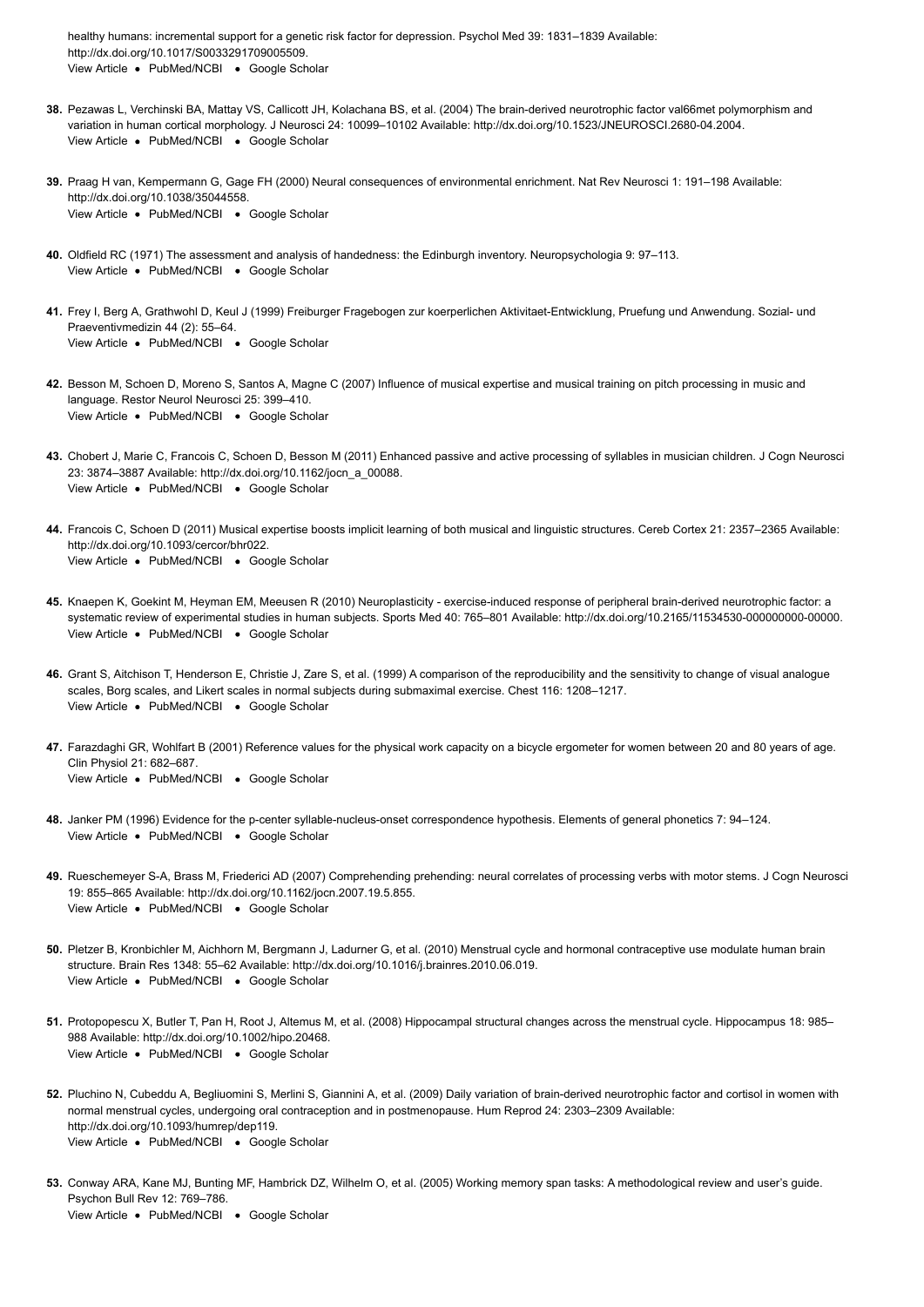healthy humans: incremental support for a genetic risk factor for depression. Psychol Med 39: 1831–1839 Available: http://dx.doi.org/10.1017/S0033291709005509.
View Article • PubMed/NCBI • Google Scholar

38. Pezawas L, Verchinski BA, Mattay VS, Callicott JH, Kolachana BS, et al. (2004) The brain-derived neurotrophic factor val66met polymorphism and variation in human cortical morphology. J Neurosci 24: 10099–10102 Available: http://dx.doi.org/10.1523/JNEUROSCI.2680-04.2004.
View Article • PubMed/NCBI • Google Scholar

39. Praag H van, Kempermann G, Gage FH (2000) Neural consequences of environmental enrichment. Nat Rev Neurosci 1: 191–198 Available: http://dx.doi.org/10.1038/35044558.
View Article • PubMed/NCBI • Google Scholar

40. Oldfield RC (1971) The assessment and analysis of handedness: the Edinburgh inventory. Neuropsychologia 9: 97–113.
View Article • PubMed/NCBI • Google Scholar

41. Frey I, Berg A, Grathwohl D, Keul J (1999) Freiburger Fragebogen zur koerperlichen Aktivitaet-Entwicklung, Pruefung und Anwendung. Sozial- und Praeventivmedizin 44 (2): 55–64.
View Article • PubMed/NCBI • Google Scholar

42. Besson M, Schoen D, Moreno S, Santos A, Magne C (2007) Influence of musical expertise and musical training on pitch processing in music and language. Restor Neurol Neurosci 25: 399–410.
View Article • PubMed/NCBI • Google Scholar

43. Chobert J, Marie C, Francois C, Schoen D, Besson M (2011) Enhanced passive and active processing of syllables in musician children. J Cogn Neurosci 23: 3874–3887 Available: http://dx.doi.org/10.1162/jocn_a_00088.
View Article • PubMed/NCBI • Google Scholar

44. Francois C, Schoen D (2011) Musical expertise boosts implicit learning of both musical and linguistic structures. Cereb Cortex 21: 2357–2365 Available: http://dx.doi.org/10.1093/cercor/bhr022.
View Article • PubMed/NCBI • Google Scholar

45. Knaepen K, Goekint M, Heyman EM, Meeusen R (2010) Neuroplasticity - exercise-induced response of peripheral brain-derived neurotrophic factor: a systematic review of experimental studies in human subjects. Sports Med 40: 765–801 Available: http://dx.doi.org/10.2165/11534530-000000000-00000.
View Article • PubMed/NCBI • Google Scholar

46. Grant S, Aitchison T, Henderson E, Christie J, Zare S, et al. (1999) A comparison of the reproducibility and the sensitivity to change of visual analogue scales, Borg scales, and Likert scales in normal subjects during submaximal exercise. Chest 116: 1208–1217.
View Article • PubMed/NCBI • Google Scholar

47. Farazdaghi GR, Wohlfart B (2001) Reference values for the physical work capacity on a bicycle ergometer for women between 20 and 80 years of age. Clin Physiol 21: 682–687.
View Article • PubMed/NCBI • Google Scholar

48. Janker PM (1996) Evidence for the p-center syllable-nucleus-onset correspondence hypothesis. Elements of general phonetics 7: 94–124.
View Article • PubMed/NCBI • Google Scholar

49. Rueschemeyer S-A, Brass M, Friederici AD (2007) Comprehending prehending: neural correlates of processing verbs with motor stems. J Cogn Neurosci 19: 855–865 Available: http://dx.doi.org/10.1162/jocn.2007.19.5.855.
View Article • PubMed/NCBI • Google Scholar

50. Pletzer B, Kronbichler M, Aichhorn M, Bergmann J, Ladurner G, et al. (2010) Menstrual cycle and hormonal contraceptive use modulate human brain structure. Brain Res 1348: 55–62 Available: http://dx.doi.org/10.1016/j.brainres.2010.06.019.
View Article • PubMed/NCBI • Google Scholar

51. Protopopescu X, Butler T, Pan H, Root J, Altemus M, et al. (2008) Hippocampal structural changes across the menstrual cycle. Hippocampus 18: 985–988 Available: http://dx.doi.org/10.1002/hipo.20468.
View Article • PubMed/NCBI • Google Scholar

52. Pluchino N, Cubeddu A, Begliuomini S, Merlini S, Giannini A, et al. (2009) Daily variation of brain-derived neurotrophic factor and cortisol in women with normal menstrual cycles, undergoing oral contraception and in postmenopause. Hum Reprod 24: 2303–2309 Available: http://dx.doi.org/10.1093/humrep/dep119.
View Article • PubMed/NCBI • Google Scholar

53. Conway ARA, Kane MJ, Bunting MF, Hambrick DZ, Wilhelm O, et al. (2005) Working memory span tasks: A methodological review and user's guide. Psychon Bull Rev 12: 769–786.
View Article • PubMed/NCBI • Google Scholar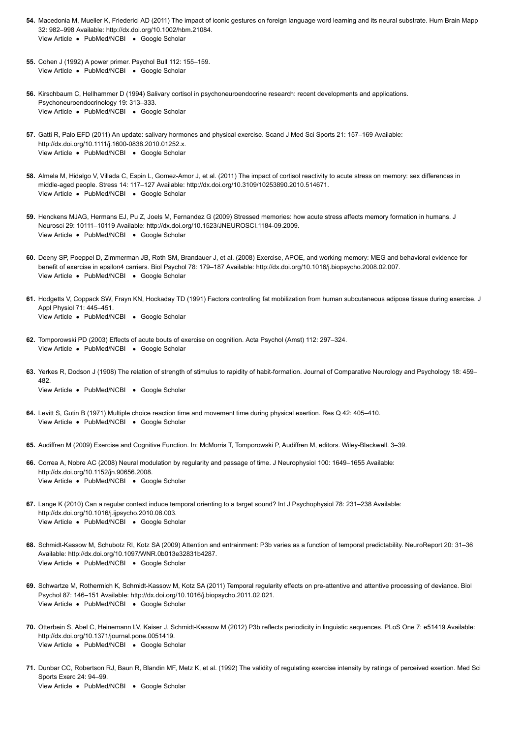54. Macedonia M, Mueller K, Friederici AD (2011) The impact of iconic gestures on foreign language word learning and its neural substrate. Hum Brain Mapp 32: 982–998 Available: http://dx.doi.org/10.1002/hbm.21084.
View Article • PubMed/NCBI • Google Scholar

55. Cohen J (1992) A power primer. Psychol Bull 112: 155–159.
View Article • PubMed/NCBI • Google Scholar

56. Kirschbaum C, Hellhammer D (1994) Salivary cortisol in psychoneuroendocrine research: recent developments and applications. Psychoneuroendocrinology 19: 313–333.
View Article • PubMed/NCBI • Google Scholar

57. Gatti R, Palo EFD (2011) An update: salivary hormones and physical exercise. Scand J Med Sci Sports 21: 157–169 Available: http://dx.doi.org/10.1111/j.1600-0838.2010.01252.x.
View Article • PubMed/NCBI • Google Scholar

58. Almela M, Hidalgo V, Villada C, Espin L, Gomez-Amor J, et al. (2011) The impact of cortisol reactivity to acute stress on memory: sex differences in middle-aged people. Stress 14: 117–127 Available: http://dx.doi.org/10.3109/10253890.2010.514671.
View Article • PubMed/NCBI • Google Scholar

59. Henckens MJAG, Hermans EJ, Pu Z, Joels M, Fernandez G (2009) Stressed memories: how acute stress affects memory formation in humans. J Neurosci 29: 10111–10119 Available: http://dx.doi.org/10.1523/JNEUROSCI.1184-09.2009.
View Article • PubMed/NCBI • Google Scholar

60. Deeny SP, Poeppel D, Zimmerman JB, Roth SM, Brandauer J, et al. (2008) Exercise, APOE, and working memory: MEG and behavioral evidence for benefit of exercise in epsilon4 carriers. Biol Psychol 78: 179–187 Available: http://dx.doi.org/10.1016/j.biopsycho.2008.02.007.
View Article • PubMed/NCBI • Google Scholar

61. Hodgetts V, Coppack SW, Frayn KN, Hockaday TD (1991) Factors controlling fat mobilization from human subcutaneous adipose tissue during exercise. J Appl Physiol 71: 445–451.
View Article • PubMed/NCBI • Google Scholar

62. Tomporowski PD (2003) Effects of acute bouts of exercise on cognition. Acta Psychol (Amst) 112: 297–324.
View Article • PubMed/NCBI • Google Scholar

63. Yerkes R, Dodson J (1908) The relation of strength of stimulus to rapidity of habit-formation. Journal of Comparative Neurology and Psychology 18: 459–482.
View Article • PubMed/NCBI • Google Scholar

64. Levitt S, Gutin B (1971) Multiple choice reaction time and movement time during physical exertion. Res Q 42: 405–410.
View Article • PubMed/NCBI • Google Scholar

65. Audiffren M (2009) Exercise and Cognitive Function. In: McMorris T, Tomporowski P, Audiffren M, editors. Wiley-Blackwell. 3–39.

66. Correa A, Nobre AC (2008) Neural modulation by regularity and passage of time. J Neurophysiol 100: 1649–1655 Available: http://dx.doi.org/10.1152/jn.90656.2008.
View Article • PubMed/NCBI • Google Scholar

67. Lange K (2010) Can a regular context induce temporal orienting to a target sound? Int J Psychophysiol 78: 231–238 Available: http://dx.doi.org/10.1016/j.ijpsycho.2010.08.003.
View Article • PubMed/NCBI • Google Scholar

68. Schmidt-Kassow M, Schubotz RI, Kotz SA (2009) Attention and entrainment: P3b varies as a function of temporal predictability. NeuroReport 20: 31–36 Available: http://dx.doi.org/10.1097/WNR.0b013e32831b4287.
View Article • PubMed/NCBI • Google Scholar

69. Schwartze M, Rothermich K, Schmidt-Kassow M, Kotz SA (2011) Temporal regularity effects on pre-attentive and attentive processing of deviance. Biol Psychol 87: 146–151 Available: http://dx.doi.org/10.1016/j.biopsycho.2011.02.021.
View Article • PubMed/NCBI • Google Scholar

70. Otterbein S, Abel C, Heinemann LV, Kaiser J, Schmidt-Kassow M (2012) P3b reflects periodicity in linguistic sequences. PLoS One 7: e51419 Available: http://dx.doi.org/10.1371/journal.pone.0051419.
View Article • PubMed/NCBI • Google Scholar

71. Dunbar CC, Robertson RJ, Baun R, Blandin MF, Metz K, et al. (1992) The validity of regulating exercise intensity by ratings of perceived exertion. Med Sci Sports Exerc 24: 94–99.
View Article • PubMed/NCBI • Google Scholar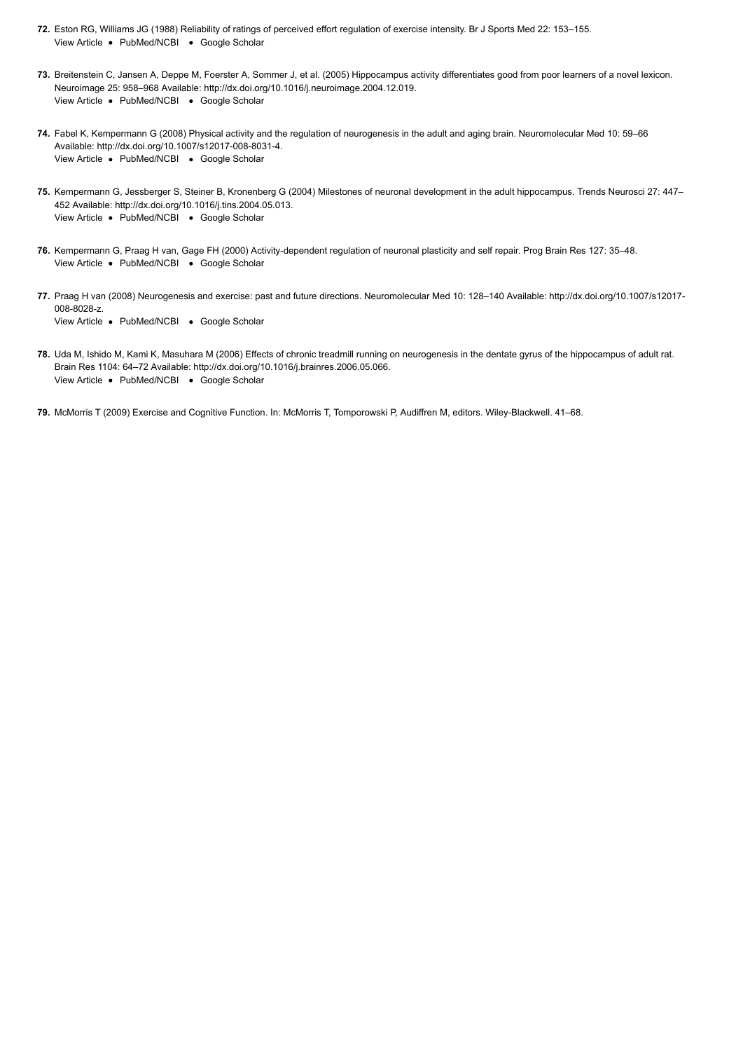72. Eston RG, Williams JG (1988) Reliability of ratings of perceived effort regulation of exercise intensity. Br J Sports Med 22: 153–155.
View Article • PubMed/NCBI • Google Scholar

73. Breitenstein C, Jansen A, Deppe M, Foerster A, Sommer J, et al. (2005) Hippocampus activity differentiates good from poor learners of a novel lexicon. Neuroimage 25: 958–968 Available: http://dx.doi.org/10.1016/j.neuroimage.2004.12.019.
View Article • PubMed/NCBI • Google Scholar

74. Fabel K, Kempermann G (2008) Physical activity and the regulation of neurogenesis in the adult and aging brain. Neuromolecular Med 10: 59–66 Available: http://dx.doi.org/10.1007/s12017-008-8031-4.
View Article • PubMed/NCBI • Google Scholar

75. Kempermann G, Jessberger S, Steiner B, Kronenberg G (2004) Milestones of neuronal development in the adult hippocampus. Trends Neurosci 27: 447–452 Available: http://dx.doi.org/10.1016/j.tins.2004.05.013.
View Article • PubMed/NCBI • Google Scholar

76. Kempermann G, Praag H van, Gage FH (2000) Activity-dependent regulation of neuronal plasticity and self repair. Prog Brain Res 127: 35–48.
View Article • PubMed/NCBI • Google Scholar

77. Praag H van (2008) Neurogenesis and exercise: past and future directions. Neuromolecular Med 10: 128–140 Available: http://dx.doi.org/10.1007/s12017-008-8028-z.
View Article • PubMed/NCBI • Google Scholar

78. Uda M, Ishido M, Kami K, Masuhara M (2006) Effects of chronic treadmill running on neurogenesis in the dentate gyrus of the hippocampus of adult rat. Brain Res 1104: 64–72 Available: http://dx.doi.org/10.1016/j.brainres.2006.05.066.
View Article • PubMed/NCBI • Google Scholar

79. McMorris T (2009) Exercise and Cognitive Function. In: McMorris T, Tomporowski P, Audiffren M, editors. Wiley-Blackwell. 41–68.